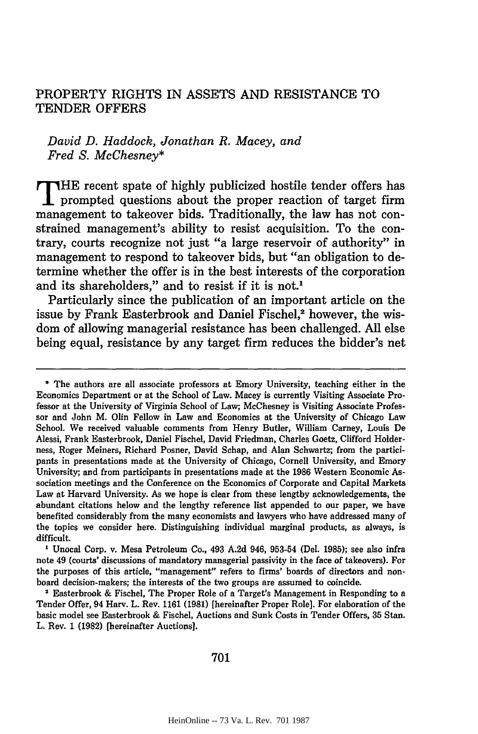# PROPERTY RIGHTS IN ASSETS AND RESISTANCE TO TENDER OFFERS

*David D. Haddock, Jonathan R. Macey, and Fred S. McChesney*\*

THE recent spate of highly publicized hostile tender offers has prompted questions about the proper reaction of target firm management to takeover bids. Traditionally, the law has not constrained management's ability to resist acquisition. To the contrary, courts recognize not just "a large reservoir of authority" in management to respond to takeover bids, but "an obligation to determine whether the offer is in the best interests of the corporation and its shareholders," and to resist if it is not.[1]

Particularly since the publication of an important article on the issue by Frank Easterbrook and Daniel Fischel,[2] however, the wisdom of allowing managerial resistance has been challenged. All else being equal, resistance by any target firm reduces the bidder's net

---

\* The authors are all associate professors at Emory University, teaching either in the Economics Department or at the School of Law. Macey is currently Visiting Associate Professor at the University of Virginia School of Law; McChesney is Visiting Associate Professor and John M. Olin Fellow in Law and Economics at the University of Chicago Law School. We received valuable comments from Henry Butler, William Carney, Louis De Alessi, Frank Easterbrook, Daniel Fischel, David Friedman, Charles Goetz, Clifford Holderness, Roger Meiners, Richard Posner, David Schap, and Alan Schwartz; from the participants in presentations made at the University of Chicago, Cornell University, and Emory University; and from participants in presentations made at the 1986 Western Economic Association meetings and the Conference on the Economics of Corporate and Capital Markets Law at Harvard University. As we hope is clear from these lengtby acknowledgements, the abundant citations below and the lengthy reference list appended to our paper, we have benefited considerably from the many economists and lawyers who have addressed many of the topics we consider here. Distinguishing individual marginal products, as always, is difficult.

[1] Unocal Corp. v. Mesa Petroleum Co., 493 A.2d 946, 953-54 (Del. 1985); see also infra note 49 (courts' discussions of mandatory managerial passivity in the face of takeovers). For the purposes of this article, "management" refers to firms' boards of directors and non-board decision-makers; the interests of the two groups are assumed to coincide.

[2] Easterbrook & Fischel, The Proper Role of a Target's Management in Responding to a Tender Offer, 94 Harv. L. Rev. 1161 (1981) [hereinafter Proper Role]. For elaboration of the basic model see Easterbrook & Fischel, Auctions and Sunk Costs in Tender Offers, 35 Stan. L. Rev. 1 (1982) [hereinafter Auctions].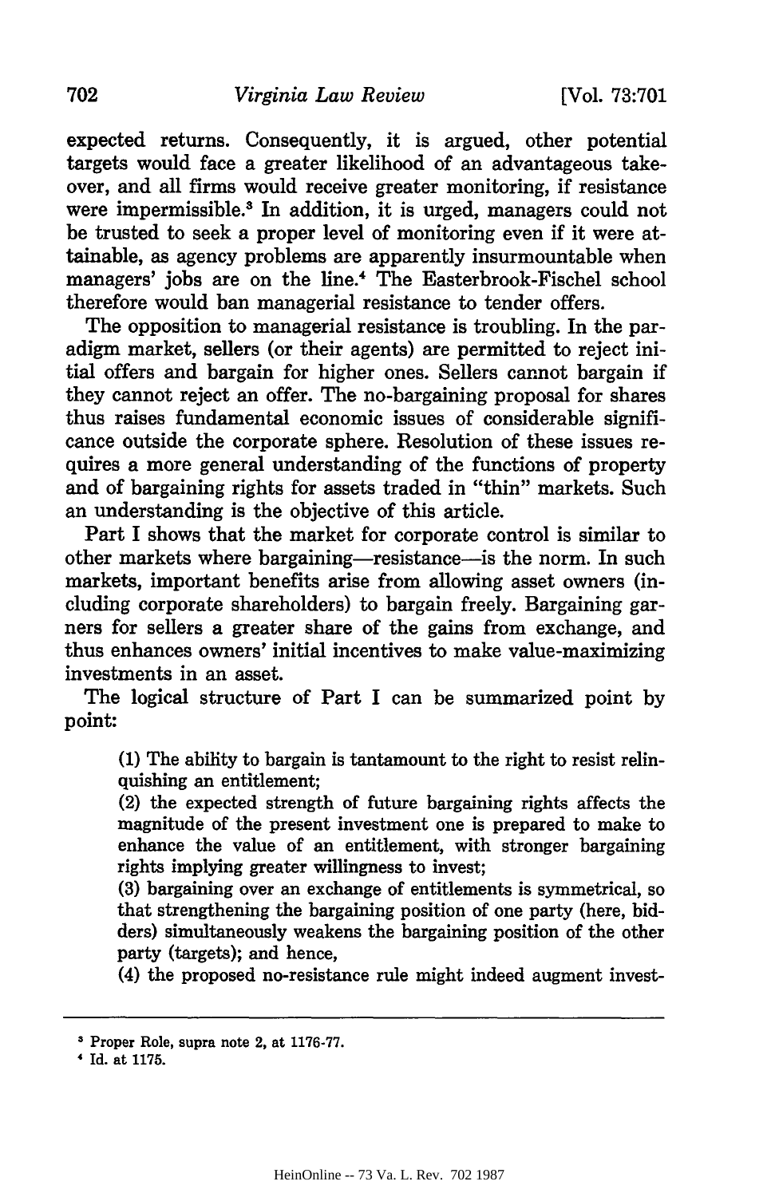expected returns. Consequently, it is argued, other potential targets would face a greater likelihood of an advantageous takeover, and all firms would receive greater monitoring, if resistance were impermissible.[3] In addition, it is urged, managers could not be trusted to seek a proper level of monitoring even if it were attainable, as agency problems are apparently insurmountable when managers' jobs are on the line.[4] The Easterbrook-Fischel school therefore would ban managerial resistance to tender offers.

The opposition to managerial resistance is troubling. In the paradigm market, sellers (or their agents) are permitted to reject initial offers and bargain for higher ones. Sellers cannot bargain if they cannot reject an offer. The no-bargaining proposal for shares thus raises fundamental economic issues of considerable significance outside the corporate sphere. Resolution of these issues requires a more general understanding of the functions of property and of bargaining rights for assets traded in "thin" markets. Such an understanding is the objective of this article.

Part I shows that the market for corporate control is similar to other markets where bargaining—resistance—is the norm. In such markets, important benefits arise from allowing asset owners (including corporate shareholders) to bargain freely. Bargaining garners for sellers a greater share of the gains from exchange, and thus enhances owners' initial incentives to make value-maximizing investments in an asset.

The logical structure of Part I can be summarized point by point:

> (1) The ability to bargain is tantamount to the right to resist relinquishing an entitlement;
> (2) the expected strength of future bargaining rights affects the magnitude of the present investment one is prepared to make to enhance the value of an entitlement, with stronger bargaining rights implying greater willingness to invest;
> (3) bargaining over an exchange of entitlements is symmetrical, so that strengthening the bargaining position of one party (here, bidders) simultaneously weakens the bargaining position of the other party (targets); and hence,
> (4) the proposed no-resistance rule might indeed augment invest-

---

[3] Proper Role, supra note 2, at 1176-77.

[4] Id. at 1175.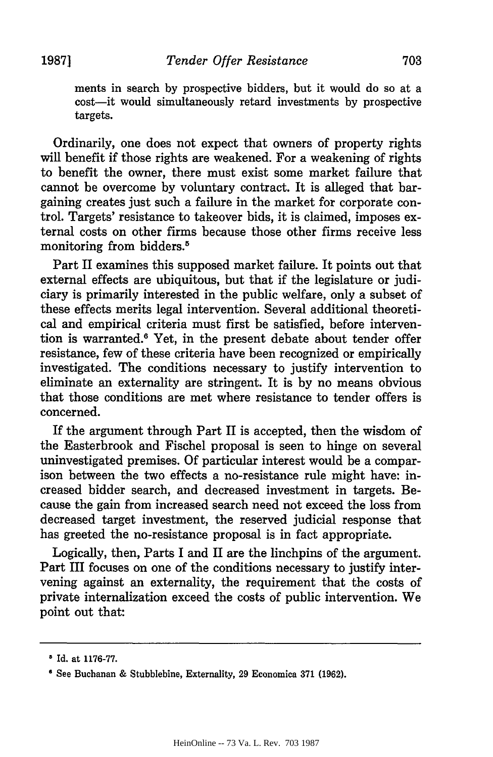ments in search by prospective bidders, but it would do so at a cost—it would simultaneously retard investments by prospective targets.

Ordinarily, one does not expect that owners of property rights will benefit if those rights are weakened. For a weakening of rights to benefit the owner, there must exist some market failure that cannot be overcome by voluntary contract. It is alleged that bargaining creates just such a failure in the market for corporate control. Targets' resistance to takeover bids, it is claimed, imposes external costs on other firms because those other firms receive less monitoring from bidders.[5]

Part II examines this supposed market failure. It points out that external effects are ubiquitous, but that if the legislature or judiciary is primarily interested in the public welfare, only a subset of these effects merits legal intervention. Several additional theoretical and empirical criteria must first be satisfied, before intervention is warranted.[6] Yet, in the present debate about tender offer resistance, few of these criteria have been recognized or empirically investigated. The conditions necessary to justify intervention to eliminate an externality are stringent. It is by no means obvious that those conditions are met where resistance to tender offers is concerned.

If the argument through Part II is accepted, then the wisdom of the Easterbrook and Fischel proposal is seen to hinge on several uninvestigated premises. Of particular interest would be a comparison between the two effects a no-resistance rule might have: increased bidder search, and decreased investment in targets. Because the gain from increased search need not exceed the loss from decreased target investment, the reserved judicial response that has greeted the no-resistance proposal is in fact appropriate.

Logically, then, Parts I and II are the linchpins of the argument. Part III focuses on one of the conditions necessary to justify intervening against an externality, the requirement that the costs of private internalization exceed the costs of public intervention. We point out that:

---

[5] Id. at 1176-77.

[6] See Buchanan & Stubblebine, Externality, 29 Economica 371 (1962).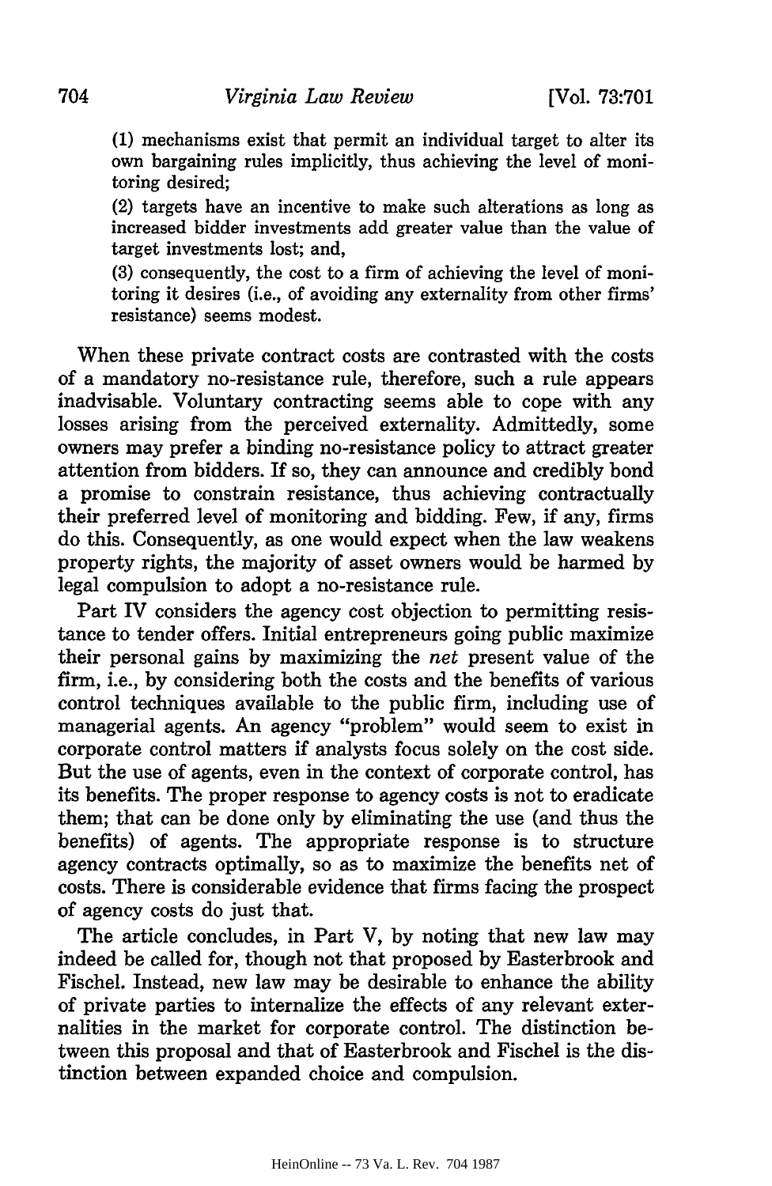(1) mechanisms exist that permit an individual target to alter its own bargaining rules implicitly, thus achieving the level of monitoring desired;

(2) targets have an incentive to make such alterations as long as increased bidder investments add greater value than the value of target investments lost; and,

(3) consequently, the cost to a firm of achieving the level of monitoring it desires (i.e., of avoiding any externality from other firms' resistance) seems modest.

When these private contract costs are contrasted with the costs of a mandatory no-resistance rule, therefore, such a rule appears inadvisable. Voluntary contracting seems able to cope with any losses arising from the perceived externality. Admittedly, some owners may prefer a binding no-resistance policy to attract greater attention from bidders. If so, they can announce and credibly bond a promise to constrain resistance, thus achieving contractually their preferred level of monitoring and bidding. Few, if any, firms do this. Consequently, as one would expect when the law weakens property rights, the majority of asset owners would be harmed by legal compulsion to adopt a no-resistance rule.

Part IV considers the agency cost objection to permitting resistance to tender offers. Initial entrepreneurs going public maximize their personal gains by maximizing the *net* present value of the firm, i.e., by considering both the costs and the benefits of various control techniques available to the public firm, including use of managerial agents. An agency "problem" would seem to exist in corporate control matters if analysts focus solely on the cost side. But the use of agents, even in the context of corporate control, has its benefits. The proper response to agency costs is not to eradicate them; that can be done only by eliminating the use (and thus the benefits) of agents. The appropriate response is to structure agency contracts optimally, so as to maximize the benefits net of costs. There is considerable evidence that firms facing the prospect of agency costs do just that.

The article concludes, in Part V, by noting that new law may indeed be called for, though not that proposed by Easterbrook and Fischel. Instead, new law may be desirable to enhance the ability of private parties to internalize the effects of any relevant externalities in the market for corporate control. The distinction between this proposal and that of Easterbrook and Fischel is the distinction between expanded choice and compulsion.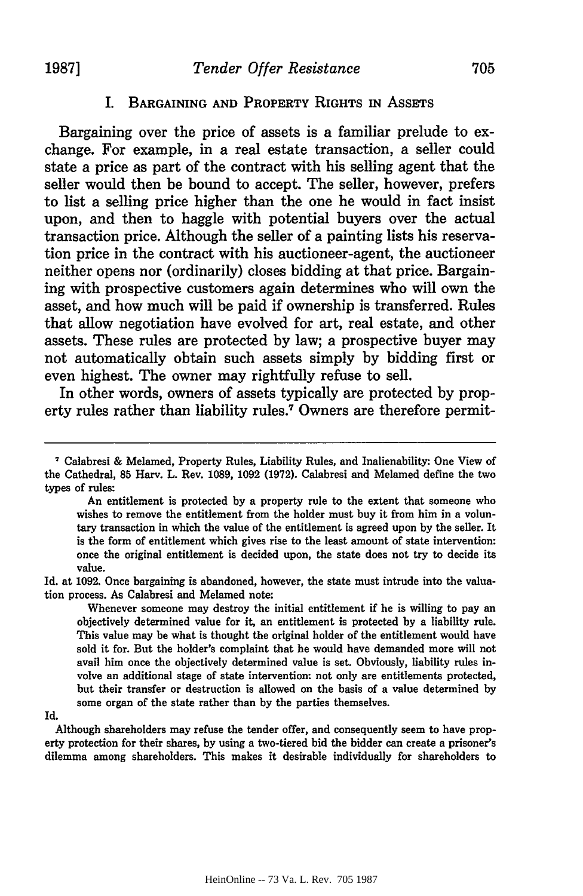## I. Bargaining and Property Rights in Assets

Bargaining over the price of assets is a familiar prelude to exchange. For example, in a real estate transaction, a seller could state a price as part of the contract with his selling agent that the seller would then be bound to accept. The seller, however, prefers to list a selling price higher than the one he would in fact insist upon, and then to haggle with potential buyers over the actual transaction price. Although the seller of a painting lists his reservation price in the contract with his auctioneer-agent, the auctioneer neither opens nor (ordinarily) closes bidding at that price. Bargaining with prospective customers again determines who will own the asset, and how much will be paid if ownership is transferred. Rules that allow negotiation have evolved for art, real estate, and other assets. These rules are protected by law; a prospective buyer may not automatically obtain such assets simply by bidding first or even highest. The owner may rightfully refuse to sell.

In other words, owners of assets typically are protected by property rules rather than liability rules.[7] Owners are therefore permit-

---

[7] Calabresi & Melamed, Property Rules, Liability Rules, and Inalienability: One View of the Cathedral, 85 Harv. L. Rev. 1089, 1092 (1972). Calabresi and Melamed define the two types of rules:

> An entitlement is protected by a property rule to the extent that someone who wishes to remove the entitlement from the holder must buy it from him in a voluntary transaction in which the value of the entitlement is agreed upon by the seller. It is the form of entitlement which gives rise to the least amount of state intervention: once the original entitlement is decided upon, the state does not try to decide its value.

Id. at 1092. Once bargaining is abandoned, however, the state must intrude into the valuation process. As Calabresi and Melamed note:

> Whenever someone may destroy the initial entitlement if he is willing to pay an objectively determined value for it, an entitlement is protected by a liability rule. This value may be what is thought the original holder of the entitlement would have sold it for. But the holder's complaint that he would have demanded more will not avail him once the objectively determined value is set. Obviously, liability rules involve an additional stage of state intervention: not only are entitlements protected, but their transfer or destruction is allowed on the basis of a value determined by some organ of the state rather than by the parties themselves.

Id.

Although shareholders may refuse the tender offer, and consequently seem to have property protection for their shares, by using a two-tiered bid the bidder can create a prisoner's dilemma among shareholders. This makes it desirable individually for shareholders to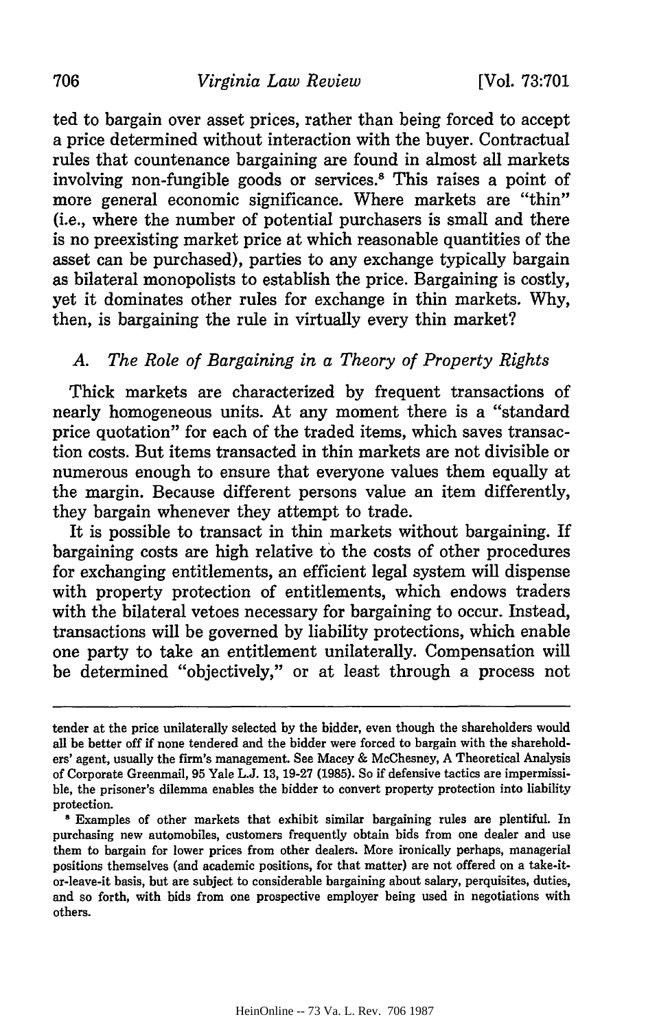ted to bargain over asset prices, rather than being forced to accept a price determined without interaction with the buyer. Contractual rules that countenance bargaining are found in almost all markets involving non-fungible goods or services.[8] This raises a point of more general economic significance. Where markets are "thin" (i.e., where the number of potential purchasers is small and there is no preexisting market price at which reasonable quantities of the asset can be purchased), parties to any exchange typically bargain as bilateral monopolists to establish the price. Bargaining is costly, yet it dominates other rules for exchange in thin markets. Why, then, is bargaining the rule in virtually every thin market?

### *A. The Role of Bargaining in a Theory of Property Rights*

Thick markets are characterized by frequent transactions of nearly homogeneous units. At any moment there is a "standard price quotation" for each of the traded items, which saves transaction costs. But items transacted in thin markets are not divisible or numerous enough to ensure that everyone values them equally at the margin. Because different persons value an item differently, they bargain whenever they attempt to trade.

It is possible to transact in thin markets without bargaining. If bargaining costs are high relative to the costs of other procedures for exchanging entitlements, an efficient legal system will dispense with property protection of entitlements, which endows traders with the bilateral vetoes necessary for bargaining to occur. Instead, transactions will be governed by liability protections, which enable one party to take an entitlement unilaterally. Compensation will be determined "objectively," or at least through a process not

---

tender at the price unilaterally selected by the bidder, even though the shareholders would all be better off if none tendered and the bidder were forced to bargain with the shareholders' agent, usually the firm's management. See Macey & McChesney, A Theoretical Analysis of Corporate Greenmail, 95 Yale L.J. 13, 19-27 (1985). So if defensive tactics are impermissible, the prisoner's dilemma enables the bidder to convert property protection into liability protection.

[8] Examples of other markets that exhibit similar bargaining rules are plentiful. In purchasing new automobiles, customers frequently obtain bids from one dealer and use them to bargain for lower prices from other dealers. More ironically perhaps, managerial positions themselves (and academic positions, for that matter) are not offered on a take-it-or-leave-it basis, but are subject to considerable bargaining about salary, perquisites, duties, and so forth, with bids from one prospective employer being used in negotiations with others.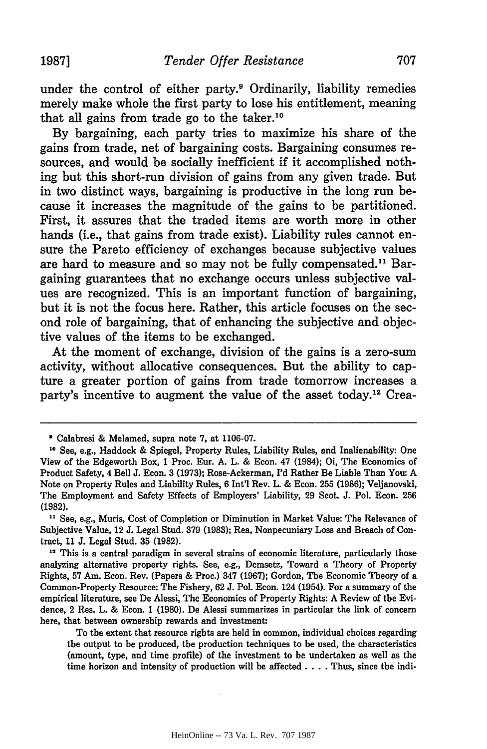under the control of either party.[9] Ordinarily, liability remedies merely make whole the first party to lose his entitlement, meaning that all gains from trade go to the taker.[10]

By bargaining, each party tries to maximize his share of the gains from trade, net of bargaining costs. Bargaining consumes resources, and would be socially inefficient if it accomplished nothing but this short-run division of gains from any given trade. But in two distinct ways, bargaining is productive in the long run because it increases the magnitude of the gains to be partitioned. First, it assures that the traded items are worth more in other hands (i.e., that gains from trade exist). Liability rules cannot ensure the Pareto efficiency of exchanges because subjective values are hard to measure and so may not be fully compensated.[11] Bargaining guarantees that no exchange occurs unless subjective values are recognized. This is an important function of bargaining, but it is not the focus here. Rather, this article focuses on the second role of bargaining, that of enhancing the subjective and objective values of the items to be exchanged.

At the moment of exchange, division of the gains is a zero-sum activity, without allocative consequences. But the ability to capture a greater portion of gains from trade tomorrow increases a party's incentive to augment the value of the asset today.[12] Crea-

---

[9] Calabresi & Melamed, supra note 7, at 1106-07.

[10] See, e.g., Haddock & Spiegel, Property Rules, Liability Rules, and Inalienability: One View of the Edgeworth Box, 1 Proc. Eur. A. L. & Econ. 47 (1984); Oi, The Economics of Product Safety, 4 Bell J. Econ. 3 (1973); Rose-Ackerman, I'd Rather Be Liable Than You: A Note on Property Rules and Liability Rules, 6 Int'l Rev. L. & Econ. 255 (1986); Veljanovski, The Employment and Safety Effects of Employers' Liability, 29 Scot. J. Pol. Econ. 256 (1982).

[11] See, e.g., Muris, Cost of Completion or Diminution in Market Value: The Relevance of Subjective Value, 12 J. Legal Stud. 379 (1983); Rea, Nonpecuniary Loss and Breach of Contract, 11 J. Legal Stud. 35 (1982).

[12] This is a central paradigm in several strains of economic literature, particularly those analyzing alternative property rights. See, e.g., Demsetz, Toward a Theory of Property Rights, 57 Am. Econ. Rev. (Papers & Proc.) 347 (1967); Gordon, The Economic Theory of a Common-Property Resource: The Fishery, 62 J. Pol. Econ. 124 (1954). For a summary of the empirical literature, see De Alessi, The Economics of Property Rights: A Review of the Evidence, 2 Res. L. & Econ. 1 (1980). De Alessi summarizes in particular the link of concern here, that between ownership rewards and investment:

> To the extent that resource rights are held in common, individual choices regarding the output to be produced, the production techniques to be used, the characteristics (amount, type, and time profile) of the investment to be undertaken as well as the time horizon and intensity of production will be affected . . . . Thus, since the indi-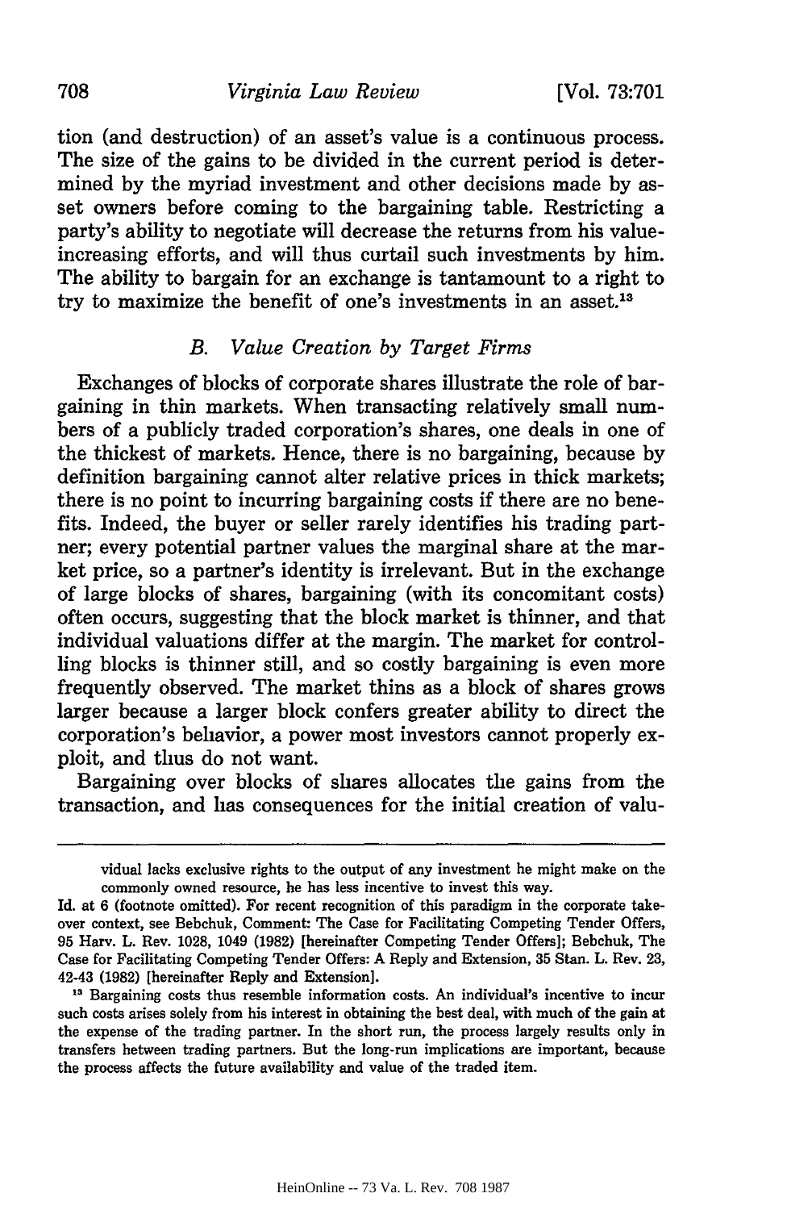tion (and destruction) of an asset's value is a continuous process. The size of the gains to be divided in the current period is determined by the myriad investment and other decisions made by asset owners before coming to the bargaining table. Restricting a party's ability to negotiate will decrease the returns from his value-increasing efforts, and will thus curtail such investments by him. The ability to bargain for an exchange is tantamount to a right to try to maximize the benefit of one's investments in an asset.[13]

### B. *Value Creation by Target Firms*

Exchanges of blocks of corporate shares illustrate the role of bargaining in thin markets. When transacting relatively small numbers of a publicly traded corporation's shares, one deals in one of the thickest of markets. Hence, there is no bargaining, because by definition bargaining cannot alter relative prices in thick markets; there is no point to incurring bargaining costs if there are no benefits. Indeed, the buyer or seller rarely identifies his trading partner; every potential partner values the marginal share at the market price, so a partner's identity is irrelevant. But in the exchange of large blocks of shares, bargaining (with its concomitant costs) often occurs, suggesting that the block market is thinner, and that individual valuations differ at the margin. The market for controlling blocks is thinner still, and so costly bargaining is even more frequently observed. The market thins as a block of shares grows larger because a larger block confers greater ability to direct the corporation's behavior, a power most investors cannot properly exploit, and thus do not want.

Bargaining over blocks of shares allocates the gains from the transaction, and has consequences for the initial creation of valu-

---

vidual lacks exclusive rights to the output of any investment he might make on the commonly owned resource, he has less incentive to invest this way.

Id. at 6 (footnote omitted). For recent recognition of this paradigm in the corporate takeover context, see Bebchuk, Comment: The Case for Facilitating Competing Tender Offers, 95 Harv. L. Rev. 1028, 1049 (1982) [hereinafter Competing Tender Offers]; Bebchuk, The Case for Facilitating Competing Tender Offers: A Reply and Extension, 35 Stan. L. Rev. 23, 42-43 (1982) [hereinafter Reply and Extension].

[13] Bargaining costs thus resemble information costs. An individual's incentive to incur such costs arises solely from his interest in obtaining the best deal, with much of the gain at the expense of the trading partner. In the short run, the process largely results only in transfers between trading partners. But the long-run implications are important, because the process affects the future availability and value of the traded item.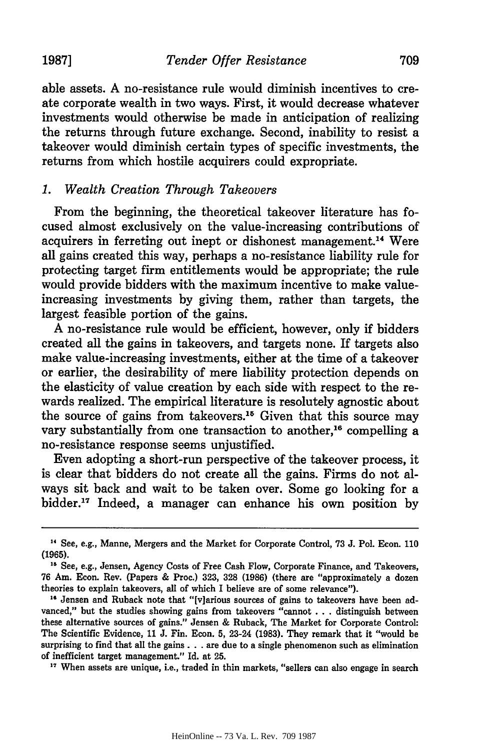able assets. A no-resistance rule would diminish incentives to create corporate wealth in two ways. First, it would decrease whatever investments would otherwise be made in anticipation of realizing the returns through future exchange. Second, inability to resist a takeover would diminish certain types of specific investments, the returns from which hostile acquirers could expropriate.

### *1. Wealth Creation Through Takeovers*

From the beginning, the theoretical takeover literature has focused almost exclusively on the value-increasing contributions of acquirers in ferreting out inept or dishonest management.[14] Were all gains created this way, perhaps a no-resistance liability rule for protecting target firm entitlements would be appropriate; the rule would provide bidders with the maximum incentive to make value-increasing investments by giving them, rather than targets, the largest feasible portion of the gains.

A no-resistance rule would be efficient, however, only if bidders created all the gains in takeovers, and targets none. If targets also make value-increasing investments, either at the time of a takeover or earlier, the desirability of mere liability protection depends on the elasticity of value creation by each side with respect to the rewards realized. The empirical literature is resolutely agnostic about the source of gains from takeovers.[15] Given that this source may vary substantially from one transaction to another,[16] compelling a no-resistance response seems unjustified.

Even adopting a short-run perspective of the takeover process, it is clear that bidders do not create all the gains. Firms do not always sit back and wait to be taken over. Some go looking for a bidder.[17] Indeed, a manager can enhance his own position by

---

[14] See, e.g., Manne, Mergers and the Market for Corporate Control, 73 J. Pol. Econ. 110 (1965).

[15] See, e.g., Jensen, Agency Costs of Free Cash Flow, Corporate Finance, and Takeovers, 76 Am. Econ. Rev. (Papers & Proc.) 323, 328 (1986) (there are "approximately a dozen theories to explain takeovers, all of which I believe are of some relevance").

[16] Jensen and Ruback note that "[v]arious sources of gains to takeovers have been advanced," but the studies showing gains from takeovers "cannot . . . distinguish between these alternative sources of gains." Jensen & Ruback, The Market for Corporate Control: The Scientific Evidence, 11 J. Fin. Econ. 5, 23-24 (1983). They remark that it "would be surprising to find that all the gains . . . are due to a single phenomenon such as elimination of inefficient target management." Id. at 25.

[17] When assets are unique, i.e., traded in thin markets, "sellers can also engage in search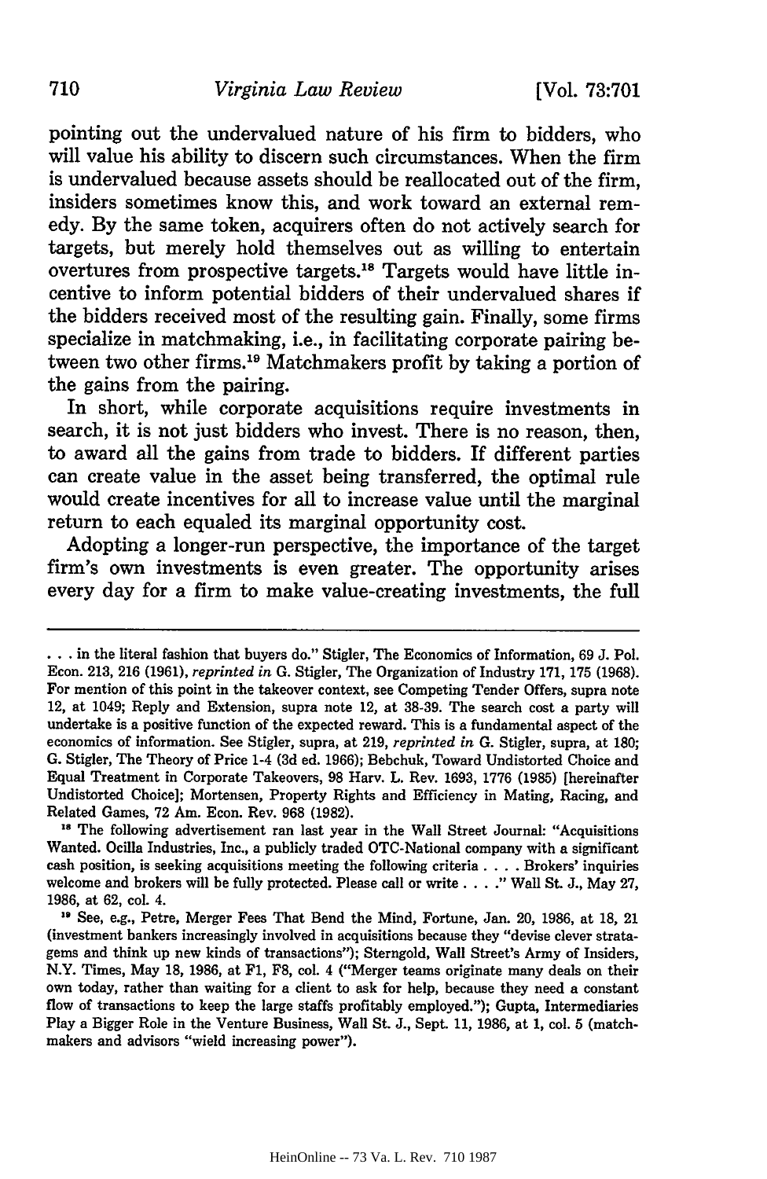pointing out the undervalued nature of his firm to bidders, who will value his ability to discern such circumstances. When the firm is undervalued because assets should be reallocated out of the firm, insiders sometimes know this, and work toward an external remedy. By the same token, acquirers often do not actively search for targets, but merely hold themselves out as willing to entertain overtures from prospective targets.[18] Targets would have little incentive to inform potential bidders of their undervalued shares if the bidders received most of the resulting gain. Finally, some firms specialize in matchmaking, i.e., in facilitating corporate pairing between two other firms.[19] Matchmakers profit by taking a portion of the gains from the pairing.

In short, while corporate acquisitions require investments in search, it is not just bidders who invest. There is no reason, then, to award all the gains from trade to bidders. If different parties can create value in the asset being transferred, the optimal rule would create incentives for all to increase value until the marginal return to each equaled its marginal opportunity cost.

Adopting a longer-run perspective, the importance of the target firm's own investments is even greater. The opportunity arises every day for a firm to make value-creating investments, the full

---

. . . in the literal fashion that buyers do." Stigler, The Economics of Information, 69 J. Pol. Econ. 213, 216 (1961), *reprinted in* G. Stigler, The Organization of Industry 171, 175 (1968). For mention of this point in the takeover context, see Competing Tender Offers, supra note 12, at 1049; Reply and Extension, supra note 12, at 38-39. The search cost a party will undertake is a positive function of the expected reward. This is a fundamental aspect of the economics of information. See Stigler, supra, at 219, *reprinted in* G. Stigler, supra, at 180; G. Stigler, The Theory of Price 1-4 (3d ed. 1966); Bebchuk, Toward Undistorted Choice and Equal Treatment in Corporate Takeovers, 98 Harv. L. Rev. 1693, 1776 (1985) [hereinafter Undistorted Choice]; Mortensen, Property Rights and Efficiency in Mating, Racing, and Related Games, 72 Am. Econ. Rev. 968 (1982).

[18] The following advertisement ran last year in the Wall Street Journal: "Acquisitions Wanted. Ocilla Industries, Inc., a publicly traded OTC-National company with a significant cash position, is seeking acquisitions meeting the following criteria . . . . Brokers' inquiries welcome and brokers will be fully protected. Please call or write . . . ." Wall St. J., May 27, 1986, at 62, col. 4.

[19] See, e.g., Petre, Merger Fees That Bend the Mind, Fortune, Jan. 20, 1986, at 18, 21 (investment bankers increasingly involved in acquisitions because they "devise clever stratagems and think up new kinds of transactions"); Sterngold, Wall Street's Army of Insiders, N.Y. Times, May 18, 1986, at F1, F8, col. 4 ("Merger teams originate many deals on their own today, rather than waiting for a client to ask for help, because they need a constant flow of transactions to keep the large staffs profitably employed."); Gupta, Intermediaries Play a Bigger Role in the Venture Business, Wall St. J., Sept. 11, 1986, at 1, col. 5 (matchmakers and advisors "wield increasing power").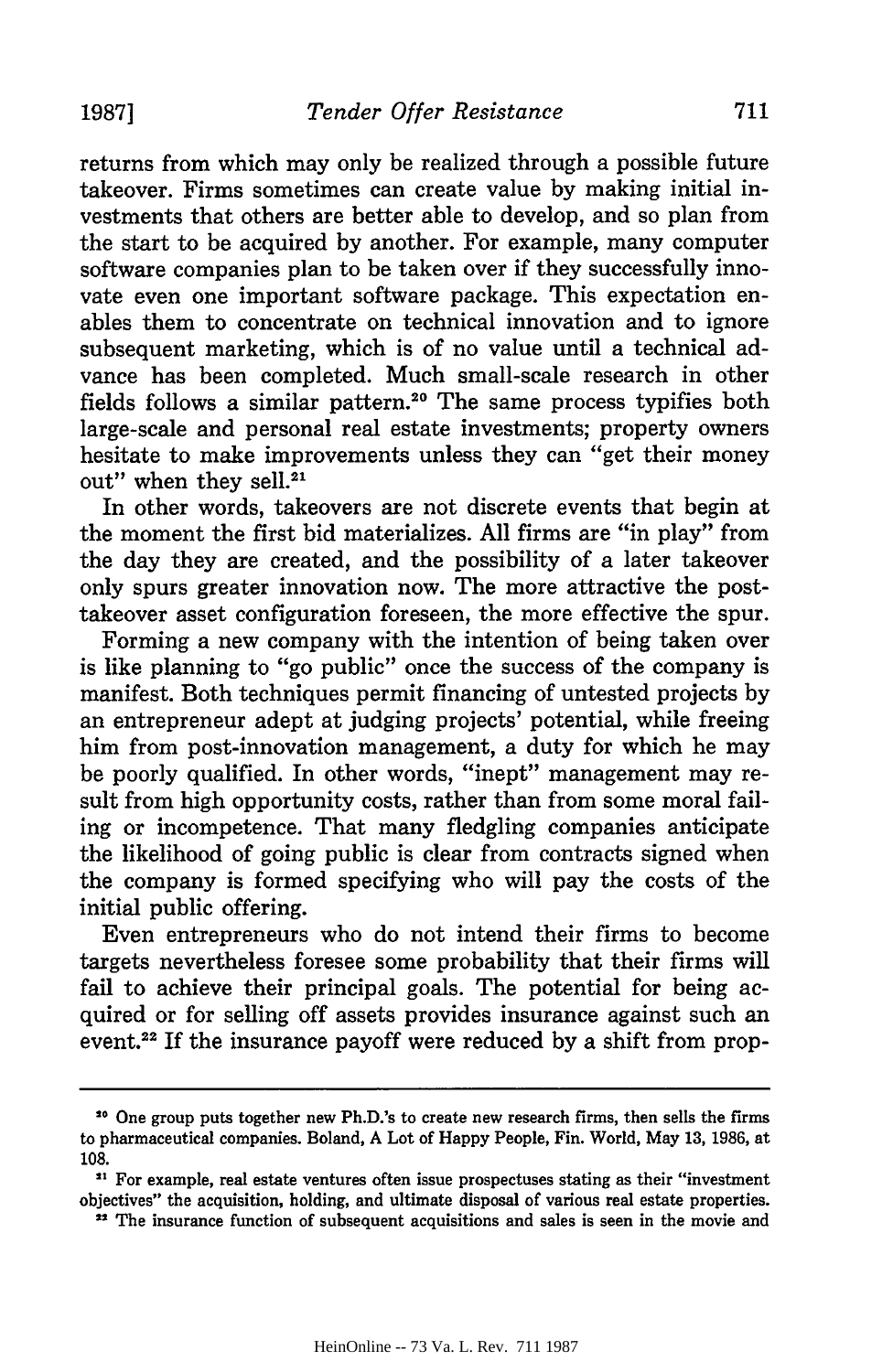returns from which may only be realized through a possible future takeover. Firms sometimes can create value by making initial investments that others are better able to develop, and so plan from the start to be acquired by another. For example, many computer software companies plan to be taken over if they successfully innovate even one important software package. This expectation enables them to concentrate on technical innovation and to ignore subsequent marketing, which is of no value until a technical advance has been completed. Much small-scale research in other fields follows a similar pattern.[20] The same process typifies both large-scale and personal real estate investments; property owners hesitate to make improvements unless they can "get their money out" when they sell.[21]

In other words, takeovers are not discrete events that begin at the moment the first bid materializes. All firms are "in play" from the day they are created, and the possibility of a later takeover only spurs greater innovation now. The more attractive the post-takeover asset configuration foreseen, the more effective the spur.

Forming a new company with the intention of being taken over is like planning to "go public" once the success of the company is manifest. Both techniques permit financing of untested projects by an entrepreneur adept at judging projects' potential, while freeing him from post-innovation management, a duty for which he may be poorly qualified. In other words, "inept" management may result from high opportunity costs, rather than from some moral failing or incompetence. That many fledgling companies anticipate the likelihood of going public is clear from contracts signed when the company is formed specifying who will pay the costs of the initial public offering.

Even entrepreneurs who do not intend their firms to become targets nevertheless foresee some probability that their firms will fail to achieve their principal goals. The potential for being acquired or for selling off assets provides insurance against such an event.[22] If the insurance payoff were reduced by a shift from prop-

---

[20] One group puts together new Ph.D.'s to create new research firms, then sells the firms to pharmaceutical companies. Boland, A Lot of Happy People, Fin. World, May 13, 1986, at 108.

[21] For example, real estate ventures often issue prospectuses stating as their "investment objectives" the acquisition, holding, and ultimate disposal of various real estate properties.

[22] The insurance function of subsequent acquisitions and sales is seen in the movie and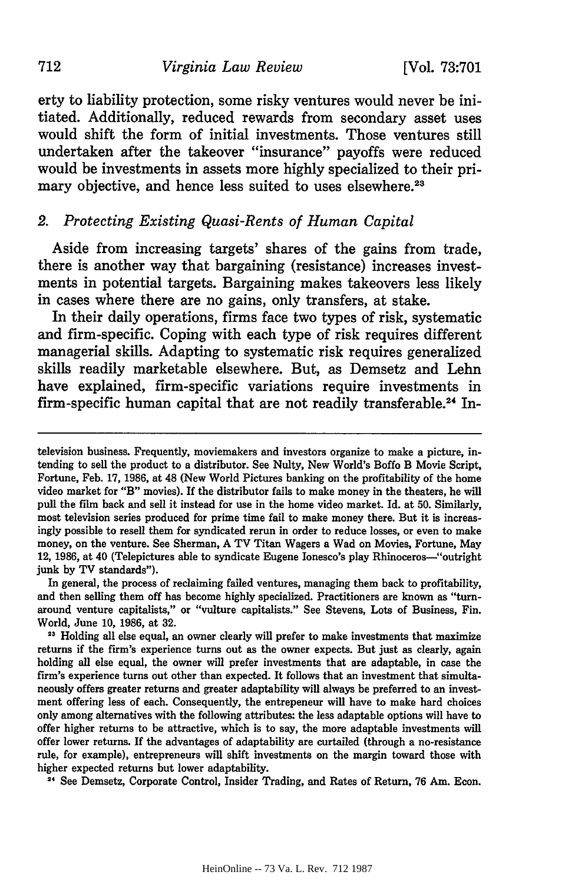erty to liability protection, some risky ventures would never be initiated. Additionally, reduced rewards from secondary asset uses would shift the form of initial investments. Those ventures still undertaken after the takeover "insurance" payoffs were reduced would be investments in assets more highly specialized to their primary objective, and hence less suited to uses elsewhere.[23]

### 2. *Protecting Existing Quasi-Rents of Human Capital*

Aside from increasing targets' shares of the gains from trade, there is another way that bargaining (resistance) increases investments in potential targets. Bargaining makes takeovers less likely in cases where there are no gains, only transfers, at stake.

In their daily operations, firms face two types of risk, systematic and firm-specific. Coping with each type of risk requires different managerial skills. Adapting to systematic risk requires generalized skills readily marketable elsewhere. But, as Demsetz and Lehn have explained, firm-specific variations require investments in firm-specific human capital that are not readily transferable.[24] In-

---

television business. Frequently, moviemakers and investors organize to make a picture, intending to sell the product to a distributor. See Nulty, New World's Boffo B Movie Script, Fortune, Feb. 17, 1986, at 48 (New World Pictures banking on the profitability of the home video market for "B" movies). If the distributor fails to make money in the theaters, he will pull the film back and sell it instead for use in the home video market. Id. at 50. Similarly, most television series produced for prime time fail to make money there. But it is increasingly possible to resell them for syndicated rerun in order to reduce losses, or even to make money, on the venture. See Sherman, A TV Titan Wagers a Wad on Movies, Fortune, May 12, 1986, at 40 (Telepictures able to syndicate Eugene Ionesco's play Rhinoceros—"outright junk by TV standards").

In general, the process of reclaiming failed ventures, managing them back to profitability, and then selling them off has become highly specialized. Practitioners are known as "turnaround venture capitalists," or "vulture capitalists." See Stevens, Lots of Business, Fin. World, June 10, 1986, at 32.

[23] Holding all else equal, an owner clearly will prefer to make investments that maximize returns if the firm's experience turns out as the owner expects. But just as clearly, again holding all else equal, the owner will prefer investments that are adaptable, in case the firm's experience turns out other than expected. It follows that an investment that simultaneously offers greater returns and greater adaptability will always be preferred to an investment offering less of each. Consequently, the entrepeneur will have to make hard choices only among alternatives with the following attributes: the less adaptable options will have to offer higher returns to be attractive, which is to say, the more adaptable investments will offer lower returns. If the advantages of adaptability are curtailed (through a no-resistance rule, for example), entrepreneurs will shift investments on the margin toward those with higher expected returns but lower adaptability.

[24] See Demsetz, Corporate Control, Insider Trading, and Rates of Return, 76 Am. Econ.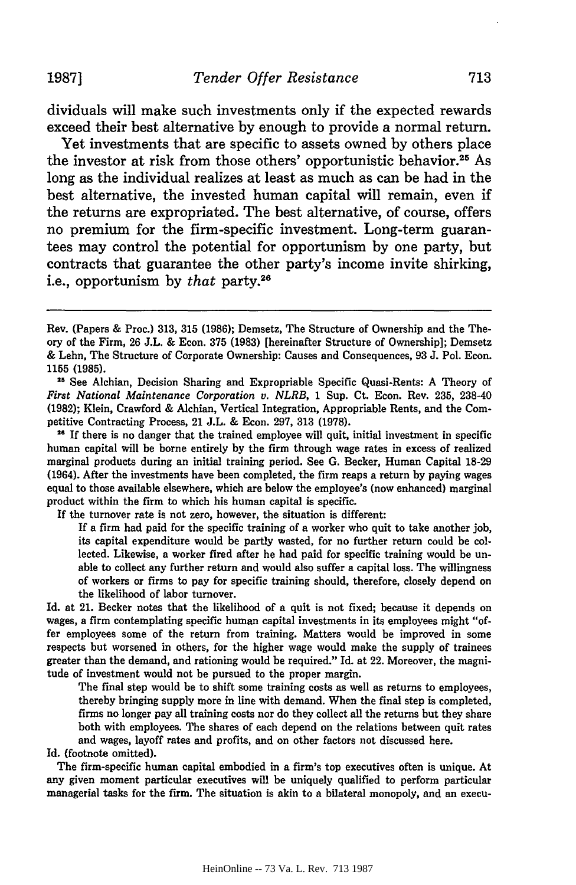dividuals will make such investments only if the expected rewards exceed their best alternative by enough to provide a normal return.

Yet investments that are specific to assets owned by others place the investor at risk from those others' opportunistic behavior.[25] As long as the individual realizes at least as much as can be had in the best alternative, the invested human capital will remain, even if the returns are expropriated. The best alternative, of course, offers no premium for the firm-specific investment. Long-term guarantees may control the potential for opportunism by one party, but contracts that guarantee the other party's income invite shirking, i.e., opportunism by *that* party.[26]

---

Rev. (Papers & Proc.) 313, 315 (1986); Demsetz, The Structure of Ownership and the Theory of the Firm, 26 J.L. & Econ. 375 (1983) [hereinafter Structure of Ownership]; Demsetz & Lehn, The Structure of Corporate Ownership: Causes and Consequences, 93 J. Pol. Econ. 1155 (1985).

[25] See Alchian, Decision Sharing and Expropriable Specific Quasi-Rents: A Theory of *First National Maintenance Corporation v. NLRB*, 1 Sup. Ct. Econ. Rev. 235, 238-40 (1982); Klein, Crawford & Alchian, Vertical Integration, Appropriable Rents, and the Competitive Contracting Process, 21 J.L. & Econ. 297, 313 (1978).

[26] If there is no danger that the trained employee will quit, initial investment in specific human capital will be borne entirely by the firm through wage rates in excess of realized marginal products during an initial training period. See G. Becker, Human Capital 18-29 (1964). After the investments have been completed, the firm reaps a return by paying wages equal to those available elsewhere, which are below the employee's (now enhanced) marginal product within the firm to which his human capital is specific.

If the turnover rate is not zero, however, the situation is different:

> If a firm had paid for the specific training of a worker who quit to take another job, its capital expenditure would be partly wasted, for no further return could be collected. Likewise, a worker fired after he had paid for specific training would be unable to collect any further return and would also suffer a capital loss. The willingness of workers or firms to pay for specific training should, therefore, closely depend on the likelihood of labor turnover.

Id. at 21. Becker notes that the likelihood of a quit is not fixed; because it depends on wages, a firm contemplating specific human capital investments in its employees might "offer employees some of the return from training. Matters would be improved in some respects but worsened in others, for the higher wage would make the supply of trainees greater than the demand, and rationing would be required." Id. at 22. Moreover, the magnitude of investment would not be pursued to the proper margin.

> The final step would be to shift some training costs as well as returns to employees, thereby bringing supply more in line with demand. When the final step is completed, firms no longer pay all training costs nor do they collect all the returns but they share both with employees. The shares of each depend on the relations between quit rates and wages, layoff rates and profits, and on other factors not discussed here.

Id. (footnote omitted).

The firm-specific human capital embodied in a firm's top executives often is unique. At any given moment particular executives will be uniquely qualified to perform particular managerial tasks for the firm. The situation is akin to a bilateral monopoly, and an execu-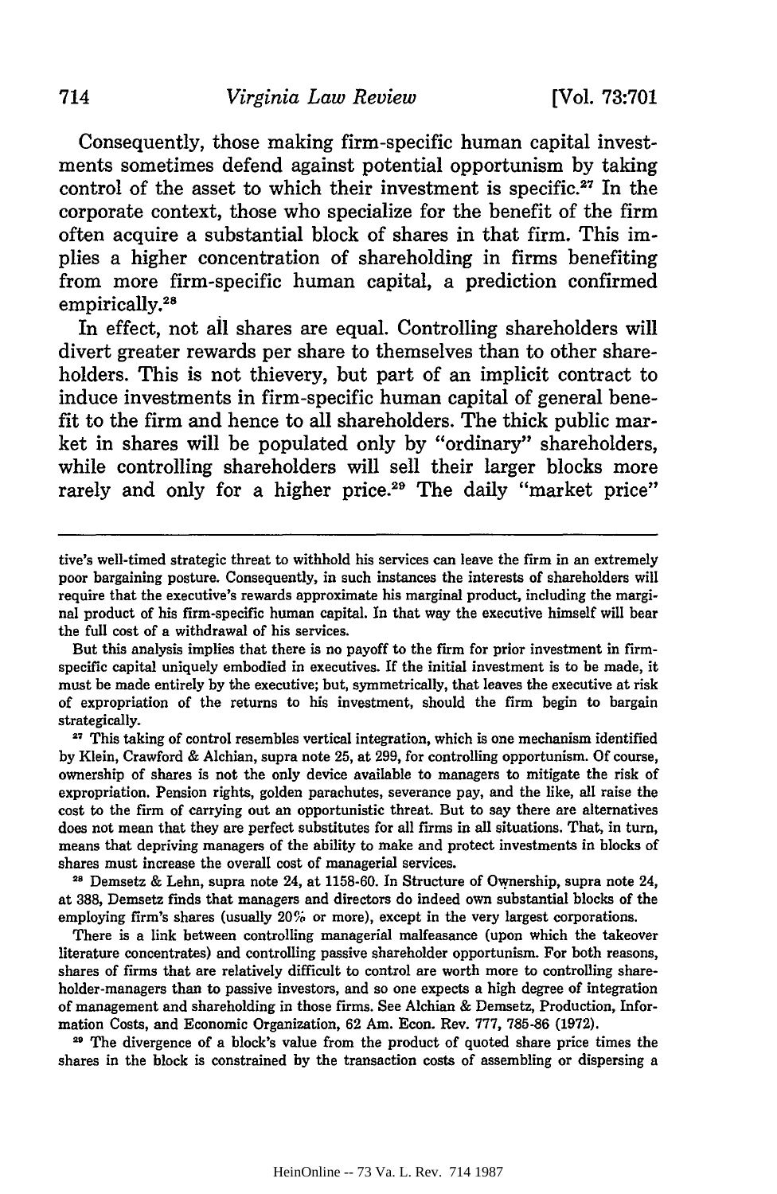Consequently, those making firm-specific human capital investments sometimes defend against potential opportunism by taking control of the asset to which their investment is specific.[27] In the corporate context, those who specialize for the benefit of the firm often acquire a substantial block of shares in that firm. This implies a higher concentration of shareholding in firms benefiting from more firm-specific human capital, a prediction confirmed empirically.[28]

In effect, not all shares are equal. Controlling shareholders will divert greater rewards per share to themselves than to other shareholders. This is not thievery, but part of an implicit contract to induce investments in firm-specific human capital of general benefit to the firm and hence to all shareholders. The thick public market in shares will be populated only by "ordinary" shareholders, while controlling shareholders will sell their larger blocks more rarely and only for a higher price.[29] The daily "market price"

---

tive's well-timed strategic threat to withhold his services can leave the firm in an extremely poor bargaining posture. Consequently, in such instances the interests of shareholders will require that the executive's rewards approximate his marginal product, including the marginal product of his firm-specific human capital. In that way the executive himself will bear the full cost of a withdrawal of his services.

But this analysis implies that there is no payoff to the firm for prior investment in firm-specific capital uniquely embodied in executives. If the initial investment is to be made, it must be made entirely by the executive; but, symmetrically, that leaves the executive at risk of expropriation of the returns to his investment, should the firm begin to bargain strategically.

[27] This taking of control resembles vertical integration, which is one mechanism identified by Klein, Crawford & Alchian, supra note 25, at 299, for controlling opportunism. Of course, ownership of shares is not the only device available to managers to mitigate the risk of expropriation. Pension rights, golden parachutes, severance pay, and the like, all raise the cost to the firm of carrying out an opportunistic threat. But to say there are alternatives does not mean that they are perfect substitutes for all firms in all situations. That, in turn, means that depriving managers of the ability to make and protect investments in blocks of shares must increase the overall cost of managerial services.

[28] Demsetz & Lehn, supra note 24, at 1158-60. In Structure of Ownership, supra note 24, at 388, Demsetz finds that managers and directors do indeed own substantial blocks of the employing firm's shares (usually 20% or more), except in the very largest corporations.

There is a link between controlling managerial malfeasance (upon which the takeover literature concentrates) and controlling passive shareholder opportunism. For both reasons, shares of firms that are relatively difficult to control are worth more to controlling shareholder-managers than to passive investors, and so one expects a high degree of integration of management and shareholding in those firms. See Alchian & Demsetz, Production, Information Costs, and Economic Organization, 62 Am. Econ. Rev. 777, 785-86 (1972).

[29] The divergence of a block's value from the product of quoted share price times the shares in the block is constrained by the transaction costs of assembling or dispersing a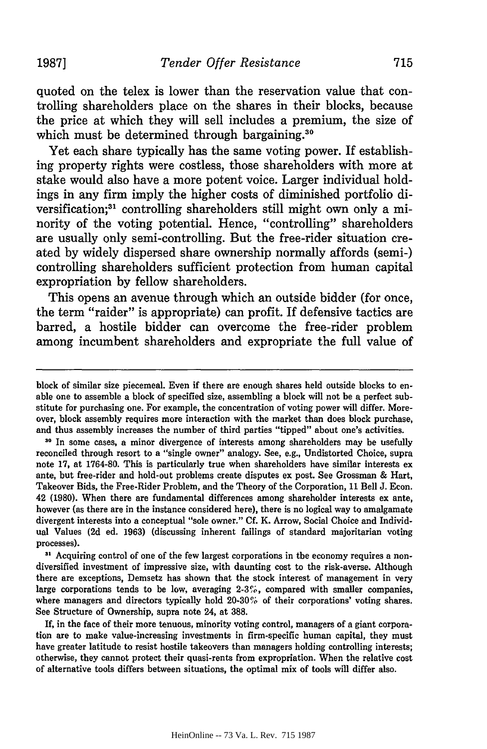quoted on the telex is lower than the reservation value that controlling shareholders place on the shares in their blocks, because the price at which they will sell includes a premium, the size of which must be determined through bargaining.[30]

Yet each share typically has the same voting power. If establishing property rights were costless, those shareholders with more at stake would also have a more potent voice. Larger individual holdings in any firm imply the higher costs of diminished portfolio diversification;[31] controlling shareholders still might own only a minority of the voting potential. Hence, "controlling" shareholders are usually only semi-controlling. But the free-rider situation created by widely dispersed share ownership normally affords (semi-) controlling shareholders sufficient protection from human capital expropriation by fellow shareholders.

This opens an avenue through which an outside bidder (for once, the term "raider" is appropriate) can profit. If defensive tactics are barred, a hostile bidder can overcome the free-rider problem among incumbent shareholders and expropriate the full value of

---

block of similar size piecemeal. Even if there are enough shares held outside blocks to enable one to assemble a block of specified size, assembling a block will not be a perfect substitute for purchasing one. For example, the concentration of voting power will differ. Moreover, block assembly requires more interaction with the market than does block purchase, and thus assembly increases the number of third parties "tipped" about one's activities.

[30] In some cases, a minor divergence of interests among shareholders may be usefully reconciled through resort to a "single owner" analogy. See, e.g., Undistorted Choice, supra note 17, at 1764-80. This is particularly true when shareholders have similar interests ex ante, but free-rider and hold-out problems create disputes ex post. See Grossman & Hart, Takeover Bids, the Free-Rider Problem, and the Theory of the Corporation, 11 Bell J. Econ. 42 (1980). When there are fundamental differences among shareholder interests ex ante, however (as there are in the instance considered here), there is no logical way to amalgamate divergent interests into a conceptual "sole owner." Cf. K. Arrow, Social Choice and Individual Values (2d ed. 1963) (discussing inherent failings of standard majoritarian voting processes).

[31] Acquiring control of one of the few largest corporations in the economy requires a nondiversified investment of impressive size, with daunting cost to the risk-averse. Although there are exceptions, Demsetz has shown that the stock interest of management in very large corporations tends to be low, averaging 2-3%, compared with smaller companies, where managers and directors typically hold 20-30% of their corporations' voting shares. See Structure of Ownership, supra note 24, at 388.

If, in the face of their more tenuous, minority voting control, managers of a giant corporation are to make value-increasing investments in firm-specific human capital, they must have greater latitude to resist hostile takeovers than managers holding controlling interests; otherwise, they cannot protect their quasi-rents from expropriation. When the relative cost of alternative tools differs between situations, the optimal mix of tools will differ also.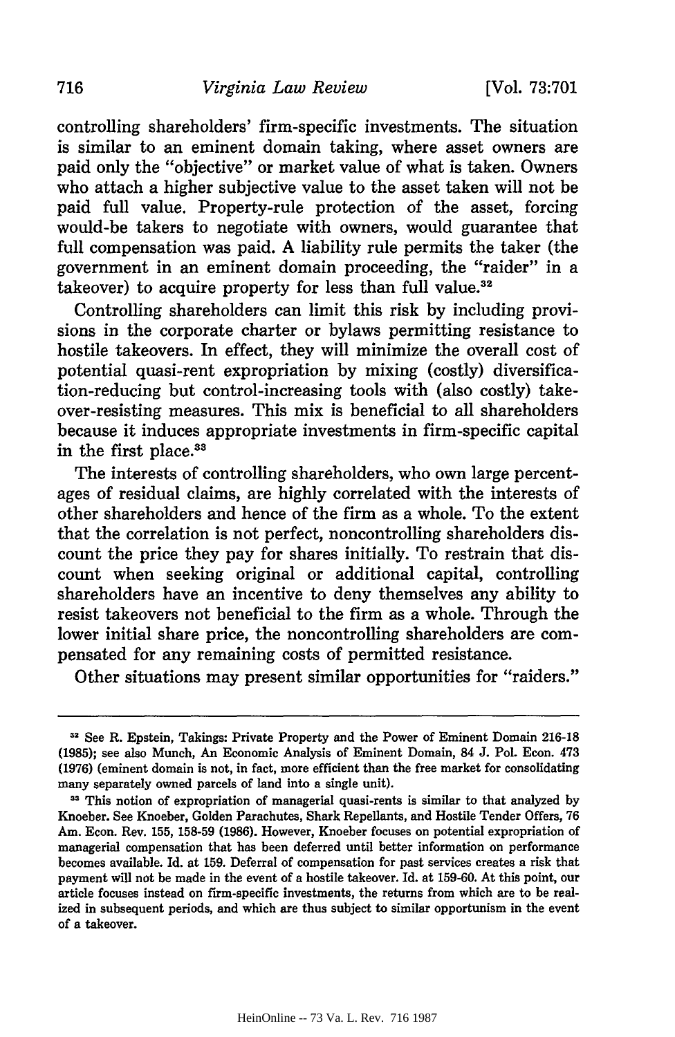controlling shareholders' firm-specific investments. The situation is similar to an eminent domain taking, where asset owners are paid only the "objective" or market value of what is taken. Owners who attach a higher subjective value to the asset taken will not be paid full value. Property-rule protection of the asset, forcing would-be takers to negotiate with owners, would guarantee that full compensation was paid. A liability rule permits the taker (the government in an eminent domain proceeding, the "raider" in a takeover) to acquire property for less than full value.[32]

Controlling shareholders can limit this risk by including provisions in the corporate charter or bylaws permitting resistance to hostile takeovers. In effect, they will minimize the overall cost of potential quasi-rent expropriation by mixing (costly) diversification-reducing but control-increasing tools with (also costly) takeover-resisting measures. This mix is beneficial to all shareholders because it induces appropriate investments in firm-specific capital in the first place.[33]

The interests of controlling shareholders, who own large percentages of residual claims, are highly correlated with the interests of other shareholders and hence of the firm as a whole. To the extent that the correlation is not perfect, noncontrolling shareholders discount the price they pay for shares initially. To restrain that discount when seeking original or additional capital, controlling shareholders have an incentive to deny themselves any ability to resist takeovers not beneficial to the firm as a whole. Through the lower initial share price, the noncontrolling shareholders are compensated for any remaining costs of permitted resistance.

Other situations may present similar opportunities for "raiders."

---

[32] See R. Epstein, Takings: Private Property and the Power of Eminent Domain 216-18 (1985); see also Munch, An Economic Analysis of Eminent Domain, 84 J. Pol. Econ. 473 (1976) (eminent domain is not, in fact, more efficient than the free market for consolidating many separately owned parcels of land into a single unit).

[33] This notion of expropriation of managerial quasi-rents is similar to that analyzed by Knoeber. See Knoeber, Golden Parachutes, Shark Repellants, and Hostile Tender Offers, 76 Am. Econ. Rev. 155, 158-59 (1986). However, Knoeber focuses on potential expropriation of managerial compensation that has been deferred until better information on performance becomes available. Id. at 159. Deferral of compensation for past services creates a risk that payment will not be made in the event of a hostile takeover. Id. at 159-60. At this point, our article focuses instead on firm-specific investments, the returns from which are to be realized in subsequent periods, and which are thus subject to similar opportunism in the event of a takeover.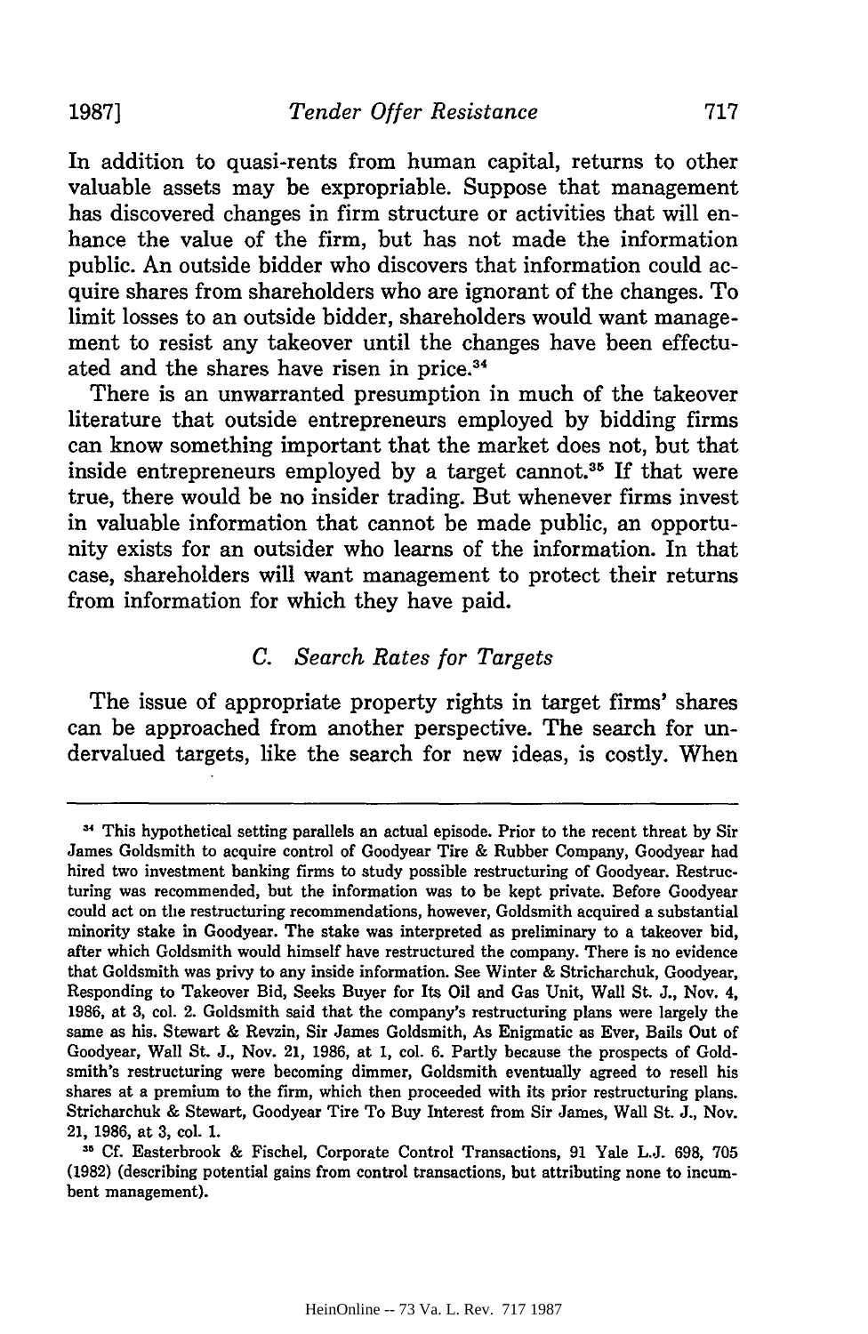In addition to quasi-rents from human capital, returns to other valuable assets may be expropriable. Suppose that management has discovered changes in firm structure or activities that will enhance the value of the firm, but has not made the information public. An outside bidder who discovers that information could acquire shares from shareholders who are ignorant of the changes. To limit losses to an outside bidder, shareholders would want management to resist any takeover until the changes have been effectuated and the shares have risen in price.[34]

There is an unwarranted presumption in much of the takeover literature that outside entrepreneurs employed by bidding firms can know something important that the market does not, but that inside entrepreneurs employed by a target cannot.[35] If that were true, there would be no insider trading. But whenever firms invest in valuable information that cannot be made public, an opportunity exists for an outsider who learns of the information. In that case, shareholders will want management to protect their returns from information for which they have paid.

### *C. Search Rates for Targets*

The issue of appropriate property rights in target firms' shares can be approached from another perspective. The search for undervalued targets, like the search for new ideas, is costly. When

---

[34] This hypothetical setting parallels an actual episode. Prior to the recent threat by Sir James Goldsmith to acquire control of Goodyear Tire & Rubber Company, Goodyear had hired two investment banking firms to study possible restructuring of Goodyear. Restructuring was recommended, but the information was to be kept private. Before Goodyear could act on the restructuring recommendations, however, Goldsmith acquired a substantial minority stake in Goodyear. The stake was interpreted as preliminary to a takeover bid, after which Goldsmith would himself have restructured the company. There is no evidence that Goldsmith was privy to any inside information. See Winter & Stricharchuk, Goodyear, Responding to Takeover Bid, Seeks Buyer for Its Oil and Gas Unit, Wall St. J., Nov. 4, 1986, at 3, col. 2. Goldsmith said that the company's restructuring plans were largely the same as his. Stewart & Revzin, Sir James Goldsmith, As Enigmatic as Ever, Bails Out of Goodyear, Wall St. J., Nov. 21, 1986, at 1, col. 6. Partly because the prospects of Goldsmith's restructuring were becoming dimmer, Goldsmith eventually agreed to resell his shares at a premium to the firm, which then proceeded with its prior restructuring plans. Stricharchuk & Stewart, Goodyear Tire To Buy Interest from Sir James, Wall St. J., Nov. 21, 1986, at 3, col. 1.

[35] Cf. Easterbrook & Fischel, Corporate Control Transactions, 91 Yale L.J. 698, 705 (1982) (describing potential gains from control transactions, but attributing none to incumbent management).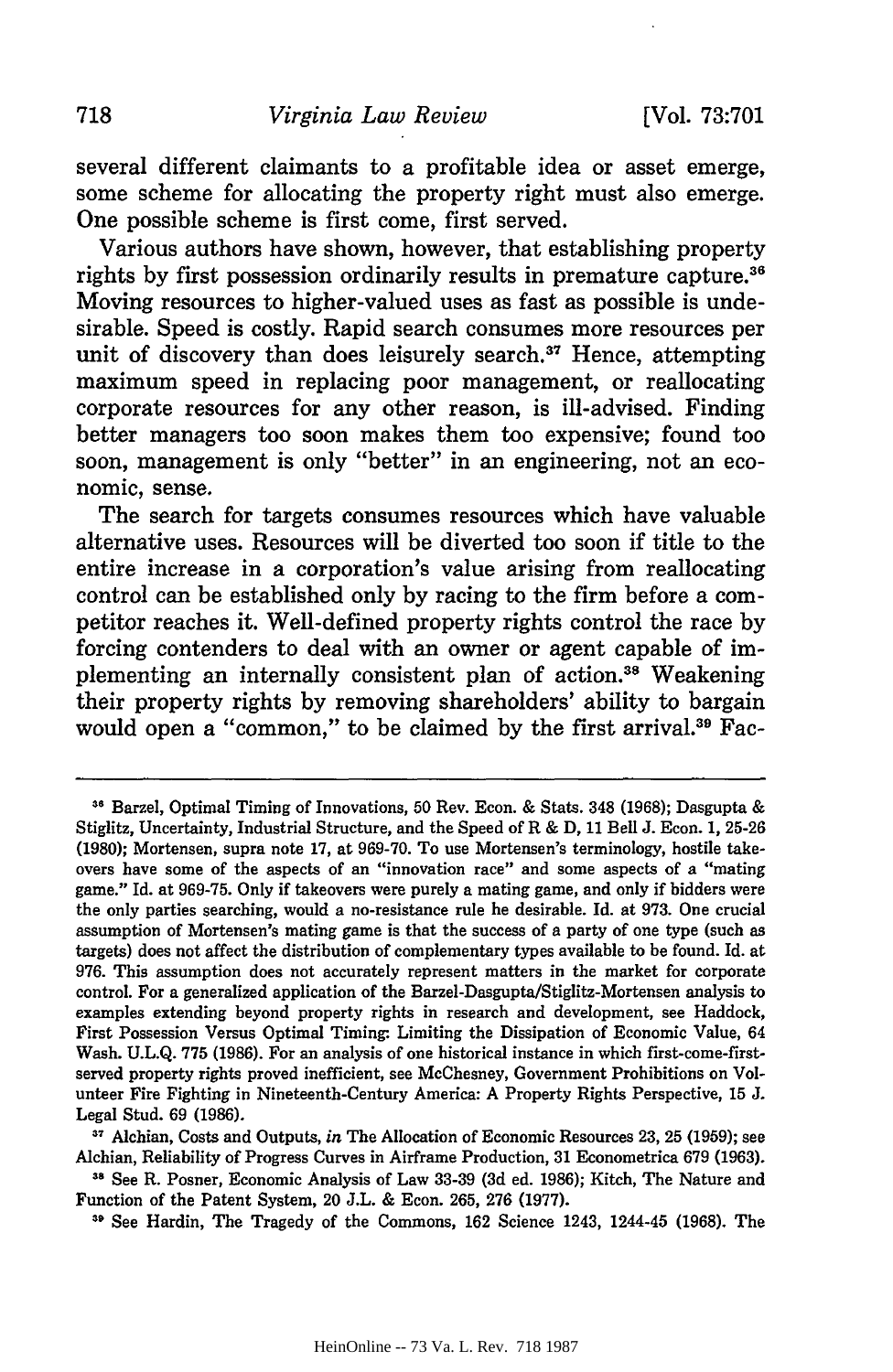several different claimants to a profitable idea or asset emerge, some scheme for allocating the property right must also emerge. One possible scheme is first come, first served.

Various authors have shown, however, that establishing property rights by first possession ordinarily results in premature capture.[36] Moving resources to higher-valued uses as fast as possible is undesirable. Speed is costly. Rapid search consumes more resources per unit of discovery than does leisurely search.[37] Hence, attempting maximum speed in replacing poor management, or reallocating corporate resources for any other reason, is ill-advised. Finding better managers too soon makes them too expensive; found too soon, management is only "better" in an engineering, not an economic, sense.

The search for targets consumes resources which have valuable alternative uses. Resources will be diverted too soon if title to the entire increase in a corporation's value arising from reallocating control can be established only by racing to the firm before a competitor reaches it. Well-defined property rights control the race by forcing contenders to deal with an owner or agent capable of implementing an internally consistent plan of action.[38] Weakening their property rights by removing shareholders' ability to bargain would open a "common," to be claimed by the first arrival.[39] Fac-

---

[36] Barzel, Optimal Timing of Innovations, 50 Rev. Econ. & Stats. 348 (1968); Dasgupta & Stiglitz, Uncertainty, Industrial Structure, and the Speed of R & D, 11 Bell J. Econ. 1, 25-26 (1980); Mortensen, supra note 17, at 969-70. To use Mortensen's terminology, hostile takeovers have some of the aspects of an "innovation race" and some aspects of a "mating game." Id. at 969-75. Only if takeovers were purely a mating game, and only if bidders were the only parties searching, would a no-resistance rule be desirable. Id. at 973. One crucial assumption of Mortensen's mating game is that the success of a party of one type (such as targets) does not affect the distribution of complementary types available to be found. Id. at 976. This assumption does not accurately represent matters in the market for corporate control. For a generalized application of the Barzel-Dasgupta/Stiglitz-Mortensen analysis to examples extending beyond property rights in research and development, see Haddock, First Possession Versus Optimal Timing: Limiting the Dissipation of Economic Value, 64 Wash. U.L.Q. 775 (1986). For an analysis of one historical instance in which first-come-first-served property rights proved inefficient, see McChesney, Government Prohibitions on Volunteer Fire Fighting in Nineteenth-Century America: A Property Rights Perspective, 15 J. Legal Stud. 69 (1986).

[37] Alchian, Costs and Outputs, *in* The Allocation of Economic Resources 23, 25 (1959); see Alchian, Reliability of Progress Curves in Airframe Production, 31 Econometrica 679 (1963).

[38] See R. Posner, Economic Analysis of Law 33-39 (3d ed. 1986); Kitch, The Nature and Function of the Patent System, 20 J.L. & Econ. 265, 276 (1977).

[39] See Hardin, The Tragedy of the Commons, 162 Science 1243, 1244-45 (1968). The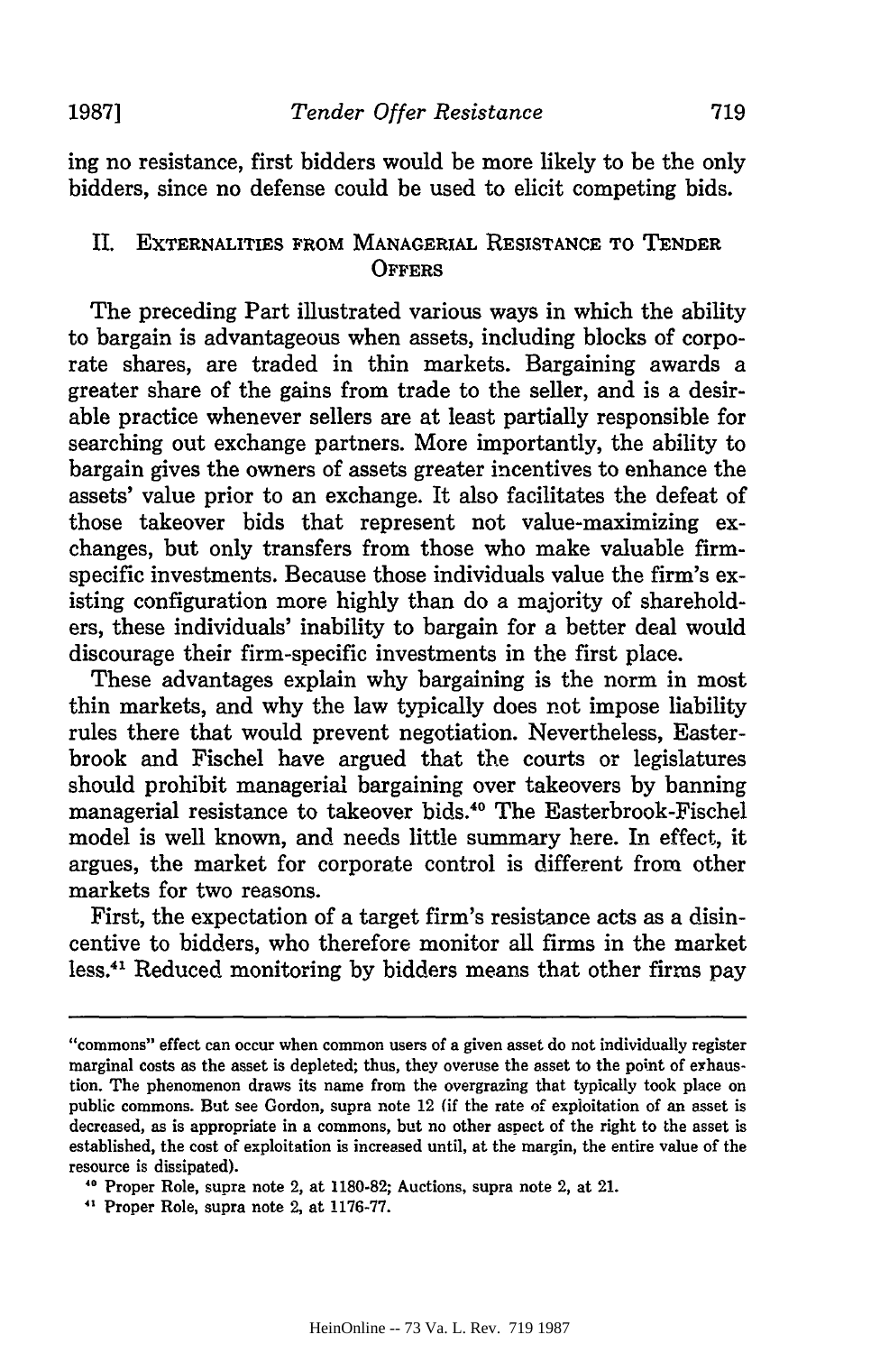ing no resistance, first bidders would be more likely to be the only bidders, since no defense could be used to elicit competing bids.

## II. Externalities from Managerial Resistance to Tender Offers

The preceding Part illustrated various ways in which the ability to bargain is advantageous when assets, including blocks of corporate shares, are traded in thin markets. Bargaining awards a greater share of the gains from trade to the seller, and is a desirable practice whenever sellers are at least partially responsible for searching out exchange partners. More importantly, the ability to bargain gives the owners of assets greater incentives to enhance the assets' value prior to an exchange. It also facilitates the defeat of those takeover bids that represent not value-maximizing exchanges, but only transfers from those who make valuable firm-specific investments. Because those individuals value the firm's existing configuration more highly than do a majority of shareholders, these individuals' inability to bargain for a better deal would discourage their firm-specific investments in the first place.

These advantages explain why bargaining is the norm in most thin markets, and why the law typically does not impose liability rules there that would prevent negotiation. Nevertheless, Easterbrook and Fischel have argued that the courts or legislatures should prohibit managerial bargaining over takeovers by banning managerial resistance to takeover bids.[40] The Easterbrook-Fischel model is well known, and needs little summary here. In effect, it argues, the market for corporate control is different from other markets for two reasons.

First, the expectation of a target firm's resistance acts as a disincentive to bidders, who therefore monitor all firms in the market less.[41] Reduced monitoring by bidders means that other firms pay

---

"commons" effect can occur when common users of a given asset do not individually register marginal costs as the asset is depleted; thus, they overuse the asset to the point of exhaustion. The phenomenon draws its name from the overgrazing that typically took place on public commons. But see Gordon, supra note 12 (if the rate of exploitation of an asset is decreased, as is appropriate in a commons, but no other aspect of the right to the asset is established, the cost of exploitation is increased until, at the margin, the entire value of the resource is dissipated).

[40] Proper Role, supra note 2, at 1180-82; Auctions, supra note 2, at 21.

[41] Proper Role, supra note 2, at 1176-77.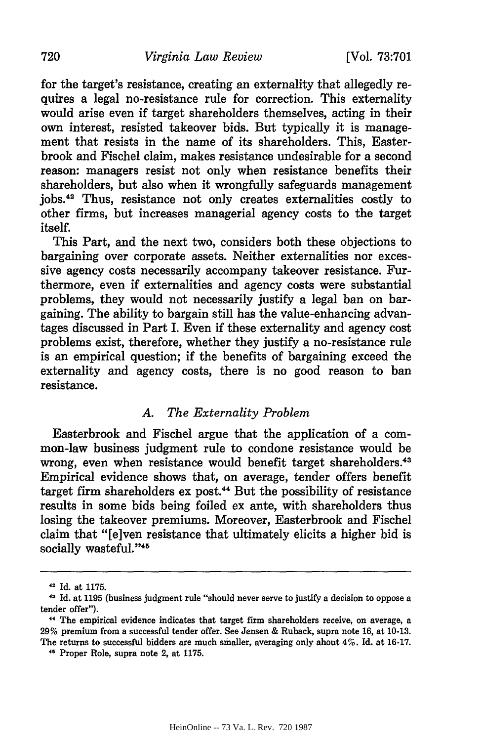for the target's resistance, creating an externality that allegedly requires a legal no-resistance rule for correction. This externality would arise even if target shareholders themselves, acting in their own interest, resisted takeover bids. But typically it is management that resists in the name of its shareholders. This, Easterbrook and Fischel claim, makes resistance undesirable for a second reason: managers resist not only when resistance benefits their shareholders, but also when it wrongfully safeguards management jobs.[42] Thus, resistance not only creates externalities costly to other firms, but increases managerial agency costs to the target itself.

This Part, and the next two, considers both these objections to bargaining over corporate assets. Neither externalities nor excessive agency costs necessarily accompany takeover resistance. Furthermore, even if externalities and agency costs were substantial problems, they would not necessarily justify a legal ban on bargaining. The ability to bargain still has the value-enhancing advantages discussed in Part I. Even if these externality and agency cost problems exist, therefore, whether they justify a no-resistance rule is an empirical question; if the benefits of bargaining exceed the externality and agency costs, there is no good reason to ban resistance.

### *A. The Externality Problem*

Easterbrook and Fischel argue that the application of a common-law business judgment rule to condone resistance would be wrong, even when resistance would benefit target shareholders.[43] Empirical evidence shows that, on average, tender offers benefit target firm shareholders ex post.[44] But the possibility of resistance results in some bids being foiled ex ante, with shareholders thus losing the takeover premiums. Moreover, Easterbrook and Fischel claim that "[e]ven resistance that ultimately elicits a higher bid is socially wasteful."[45]

---

[42] Id. at 1175.

[43] Id. at 1195 (business judgment rule "should never serve to justify a decision to oppose a tender offer").

[44] The empirical evidence indicates that target firm shareholders receive, on average, a 29% premium from a successful tender offer. See Jensen & Ruback, supra note 16, at 10-13. The returns to successful bidders are much smaller, averaging only about 4%. Id. at 16-17.

[45] Proper Role, supra note 2, at 1175.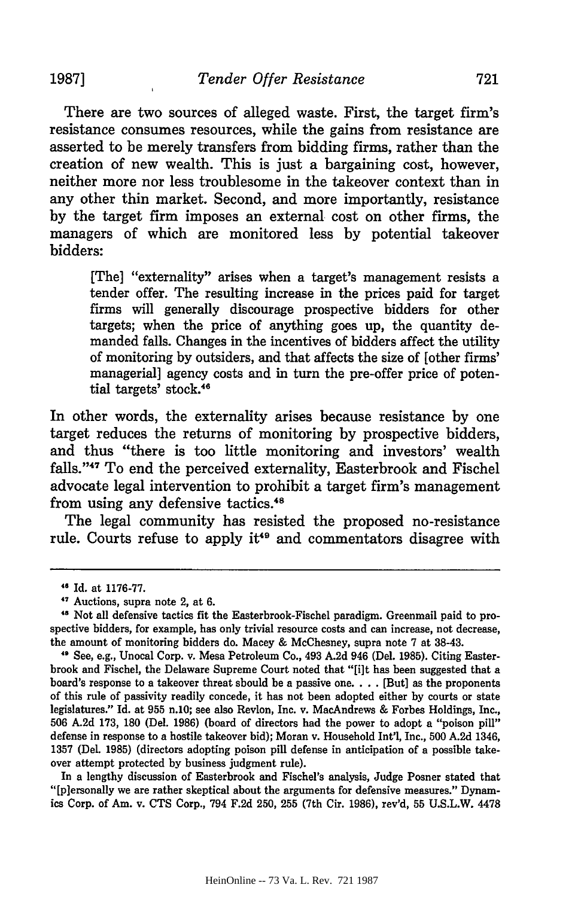There are two sources of alleged waste. First, the target firm's resistance consumes resources, while the gains from resistance are asserted to be merely transfers from bidding firms, rather than the creation of new wealth. This is just a bargaining cost, however, neither more nor less troublesome in the takeover context than in any other thin market. Second, and more importantly, resistance by the target firm imposes an external cost on other firms, the managers of which are monitored less by potential takeover bidders:

> [The] "externality" arises when a target's management resists a tender offer. The resulting increase in the prices paid for target firms will generally discourage prospective bidders for other targets; when the price of anything goes up, the quantity demanded falls. Changes in the incentives of bidders affect the utility of monitoring by outsiders, and that affects the size of [other firms' managerial] agency costs and in turn the pre-offer price of potential targets' stock.[46]

In other words, the externality arises because resistance by one target reduces the returns of monitoring by prospective bidders, and thus "there is too little monitoring and investors' wealth falls."[47] To end the perceived externality, Easterbrook and Fischel advocate legal intervention to prohibit a target firm's management from using any defensive tactics.[48]

The legal community has resisted the proposed no-resistance rule. Courts refuse to apply it[49] and commentators disagree with

---

[46] Id. at 1176-77.

[47] Auctions, supra note 2, at 6.

[48] Not all defensive tactics fit the Easterbrook-Fischel paradigm. Greenmail paid to prospective bidders, for example, has only trivial resource costs and can increase, not decrease, the amount of monitoring bidders do. Macey & McChesney, supra note 7 at 38-43.

[49] See, e.g., Unocal Corp. v. Mesa Petroleum Co., 493 A.2d 946 (Del. 1985). Citing Easterbrook and Fischel, the Delaware Supreme Court noted that "[i]t has been suggested that a board's response to a takeover threat should be a passive one. . . . [But] as the proponents of this rule of passivity readily concede, it has not been adopted either by courts or state legislatures." Id. at 955 n.10; see also Revlon, Inc. v. MacAndrews & Forbes Holdings, Inc., 506 A.2d 173, 180 (Del. 1986) (board of directors had the power to adopt a "poison pill" defense in response to a hostile takeover bid); Moran v. Household Int'l, Inc., 500 A.2d 1346, 1357 (Del. 1985) (directors adopting poison pill defense in anticipation of a possible takeover attempt protected by business judgment rule).

In a lengthy discussion of Easterbrook and Fischel's analysis, Judge Posner stated that "[p]ersonally we are rather skeptical about the arguments for defensive measures." Dynamics Corp. of Am. v. CTS Corp., 794 F.2d 250, 255 (7th Cir. 1986), rev'd, 55 U.S.L.W. 4478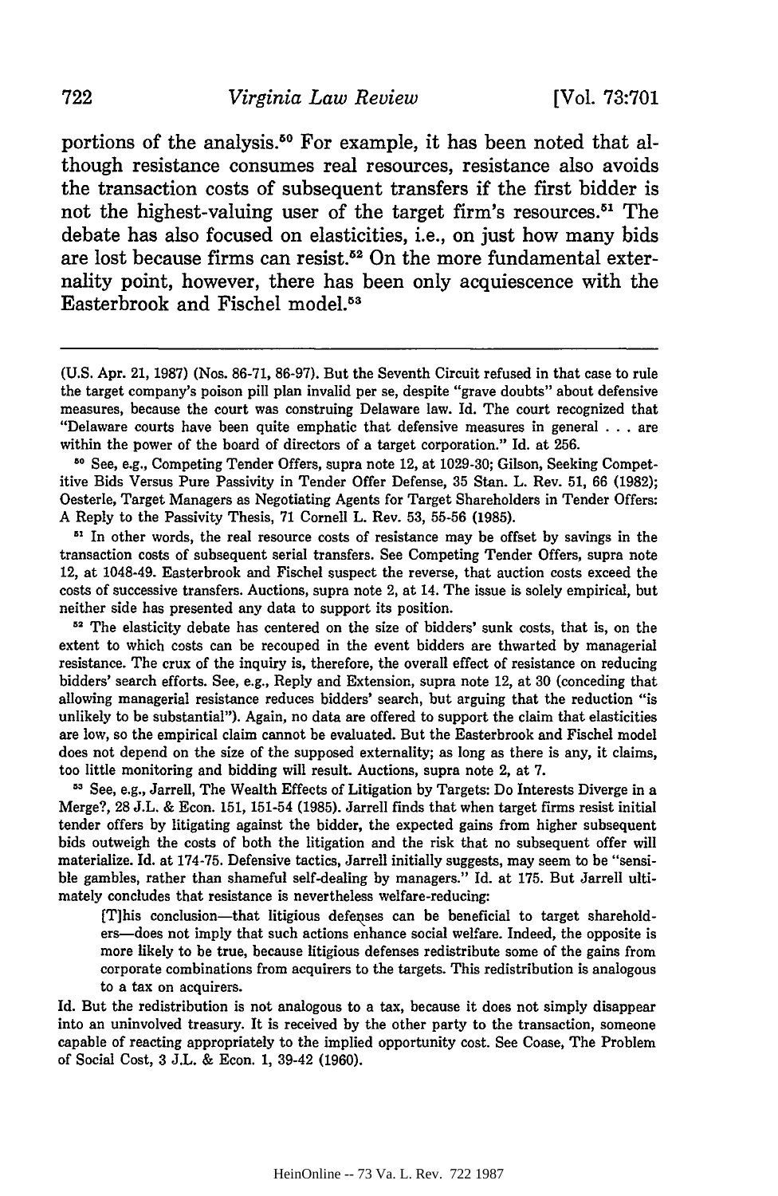portions of the analysis.[50] For example, it has been noted that although resistance consumes real resources, resistance also avoids the transaction costs of subsequent transfers if the first bidder is not the highest-valuing user of the target firm's resources.[51] The debate has also focused on elasticities, i.e., on just how many bids are lost because firms can resist.[52] On the more fundamental externality point, however, there has been only acquiescence with the Easterbrook and Fischel model.[53]

---

(U.S. Apr. 21, 1987) (Nos. 86-71, 86-97). But the Seventh Circuit refused in that case to rule the target company's poison pill plan invalid per se, despite "grave doubts" about defensive measures, because the court was construing Delaware law. Id. The court recognized that "Delaware courts have been quite emphatic that defensive measures in general . . . are within the power of the board of directors of a target corporation." Id. at 256.

[50] See, e.g., Competing Tender Offers, supra note 12, at 1029-30; Gilson, Seeking Competitive Bids Versus Pure Passivity in Tender Offer Defense, 35 Stan. L. Rev. 51, 66 (1982); Oesterle, Target Managers as Negotiating Agents for Target Shareholders in Tender Offers: A Reply to the Passivity Thesis, 71 Cornell L. Rev. 53, 55-56 (1985).

[51] In other words, the real resource costs of resistance may be offset by savings in the transaction costs of subsequent serial transfers. See Competing Tender Offers, supra note 12, at 1048-49. Easterbrook and Fischel suspect the reverse, that auction costs exceed the costs of successive transfers. Auctions, supra note 2, at 14. The issue is solely empirical, but neither side has presented any data to support its position.

[52] The elasticity debate has centered on the size of bidders' sunk costs, that is, on the extent to which costs can be recouped in the event bidders are thwarted by managerial resistance. The crux of the inquiry is, therefore, the overall effect of resistance on reducing bidders' search efforts. See, e.g., Reply and Extension, supra note 12, at 30 (conceding that allowing managerial resistance reduces bidders' search, but arguing that the reduction "is unlikely to be substantial"). Again, no data are offered to support the claim that elasticities are low, so the empirical claim cannot be evaluated. But the Easterbrook and Fischel model does not depend on the size of the supposed externality; as long as there is any, it claims, too little monitoring and bidding will result. Auctions, supra note 2, at 7.

[53] See, e.g., Jarrell, The Wealth Effects of Litigation by Targets: Do Interests Diverge in a Merge?, 28 J.L. & Econ. 151, 151-54 (1985). Jarrell finds that when target firms resist initial tender offers by litigating against the bidder, the expected gains from higher subsequent bids outweigh the costs of both the litigation and the risk that no subsequent offer will materialize. Id. at 174-75. Defensive tactics, Jarrell initially suggests, may seem to be "sensible gambles, rather than shameful self-dealing by managers." Id. at 175. But Jarrell ultimately concludes that resistance is nevertheless welfare-reducing:

> [T]his conclusion—that litigious defenses can be beneficial to target shareholders—does not imply that such actions enhance social welfare. Indeed, the opposite is more likely to be true, because litigious defenses redistribute some of the gains from corporate combinations from acquirers to the targets. This redistribution is analogous to a tax on acquirers.

Id. But the redistribution is not analogous to a tax, because it does not simply disappear into an uninvolved treasury. It is received by the other party to the transaction, someone capable of reacting appropriately to the implied opportunity cost. See Coase, The Problem of Social Cost, 3 J.L. & Econ. 1, 39-42 (1960).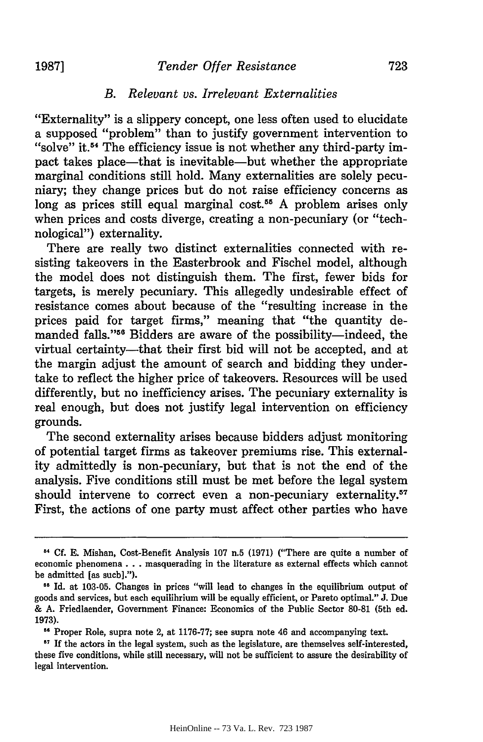### *B. Relevant vs. Irrelevant Externalities*

"Externality" is a slippery concept, one less often used to elucidate a supposed "problem" than to justify government intervention to "solve" it.[54] The efficiency issue is not whether any third-party impact takes place—that is inevitable—but whether the appropriate marginal conditions still hold. Many externalities are solely pecuniary; they change prices but do not raise efficiency concerns as long as prices still equal marginal cost.[55] A problem arises only when prices and costs diverge, creating a non-pecuniary (or "technological") externality.

There are really two distinct externalities connected with resisting takeovers in the Easterbrook and Fischel model, although the model does not distinguish them. The first, fewer bids for targets, is merely pecuniary. This allegedly undesirable effect of resistance comes about because of the "resulting increase in the prices paid for target firms," meaning that "the quantity demanded falls."[56] Bidders are aware of the possibility—indeed, the virtual certainty—that their first bid will not be accepted, and at the margin adjust the amount of search and bidding they undertake to reflect the higher price of takeovers. Resources will be used differently, but no inefficiency arises. The pecuniary externality is real enough, but does not justify legal intervention on efficiency grounds.

The second externality arises because bidders adjust monitoring of potential target firms as takeover premiums rise. This externality admittedly is non-pecuniary, but that is not the end of the analysis. Five conditions still must be met before the legal system should intervene to correct even a non-pecuniary externality.[57] First, the actions of one party must affect other parties who have

---

[54] Cf. E. Mishan, Cost-Benefit Analysis 107 n.5 (1971) ("There are quite a number of economic phenomena . . . masquerading in the literature as external effects which cannot be admitted [as such].").

[55] Id. at 103-05. Changes in prices "will lead to changes in the equilibrium output of goods and services, but each equilibrium will be equally efficient, or Pareto optimal." J. Due & A. Friedlaender, Government Finance: Economics of the Public Sector 80-81 (5th ed. 1973).

[56] Proper Role, supra note 2, at 1176-77; see supra note 46 and accompanying text.

[57] If the actors in the legal system, such as the legislature, are themselves self-interested, these five conditions, while still necessary, will not be sufficient to assure the desirability of legal intervention.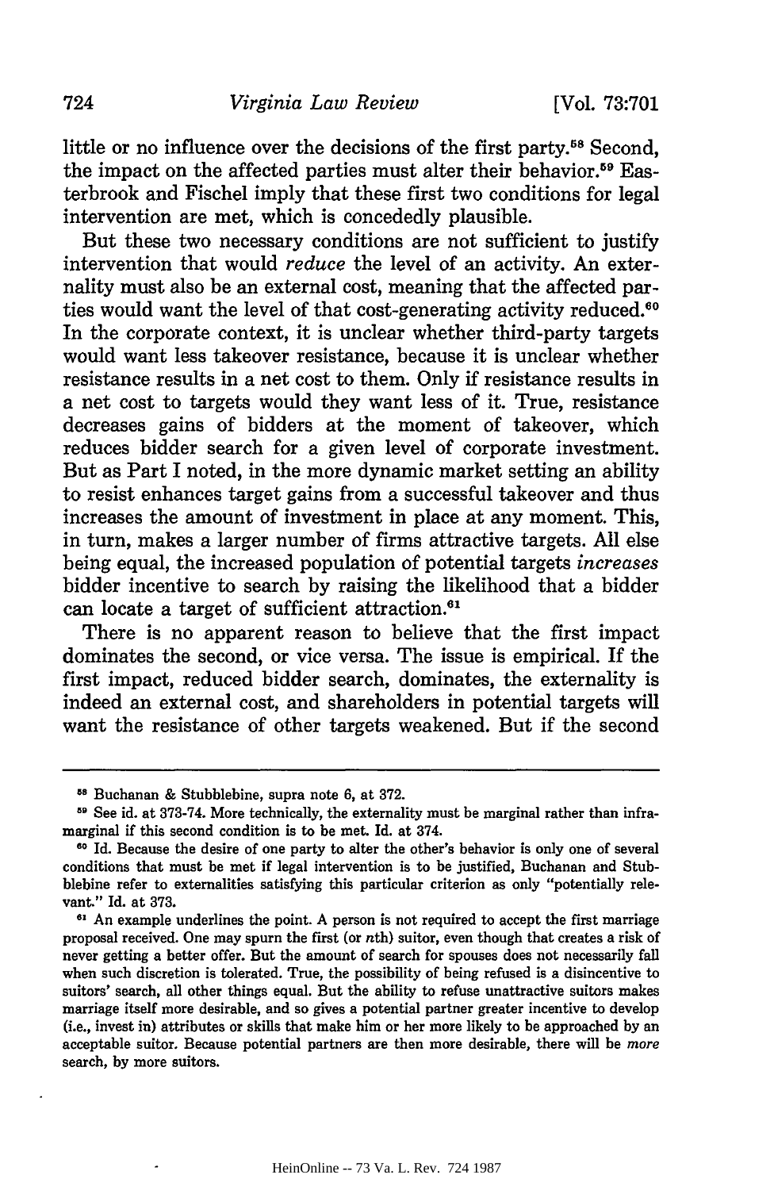little or no influence over the decisions of the first party.[58] Second, the impact on the affected parties must alter their behavior.[59] Easterbrook and Fischel imply that these first two conditions for legal intervention are met, which is concededly plausible.

But these two necessary conditions are not sufficient to justify intervention that would *reduce* the level of an activity. An externality must also be an external cost, meaning that the affected parties would want the level of that cost-generating activity reduced.[60] In the corporate context, it is unclear whether third-party targets would want less takeover resistance, because it is unclear whether resistance results in a net cost to them. Only if resistance results in a net cost to targets would they want less of it. True, resistance decreases gains of bidders at the moment of takeover, which reduces bidder search for a given level of corporate investment. But as Part I noted, in the more dynamic market setting an ability to resist enhances target gains from a successful takeover and thus increases the amount of investment in place at any moment. This, in turn, makes a larger number of firms attractive targets. All else being equal, the increased population of potential targets *increases* bidder incentive to search by raising the likelihood that a bidder can locate a target of sufficient attraction.[61]

There is no apparent reason to believe that the first impact dominates the second, or vice versa. The issue is empirical. If the first impact, reduced bidder search, dominates, the externality is indeed an external cost, and shareholders in potential targets will want the resistance of other targets weakened. But if the second

---

[58] Buchanan & Stubblebine, supra note 6, at 372.

[59] See id. at 373-74. More technically, the externality must be marginal rather than inframarginal if this second condition is to be met. Id. at 374.

[60] Id. Because the desire of one party to alter the other's behavior is only one of several conditions that must be met if legal intervention is to be justified, Buchanan and Stubblebine refer to externalities satisfying this particular criterion as only "potentially relevant." Id. at 373.

[61] An example underlines the point. A person is not required to accept the first marriage proposal received. One may spurn the first (or *n*th) suitor, even though that creates a risk of never getting a better offer. But the amount of search for spouses does not necessarily fall when such discretion is tolerated. True, the possibility of being refused is a disincentive to suitors' search, all other things equal. But the ability to refuse unattractive suitors makes marriage itself more desirable, and so gives a potential partner greater incentive to develop (i.e., invest in) attributes or skills that make him or her more likely to be approached by an acceptable suitor. Because potential partners are then more desirable, there will be *more* search, by more suitors.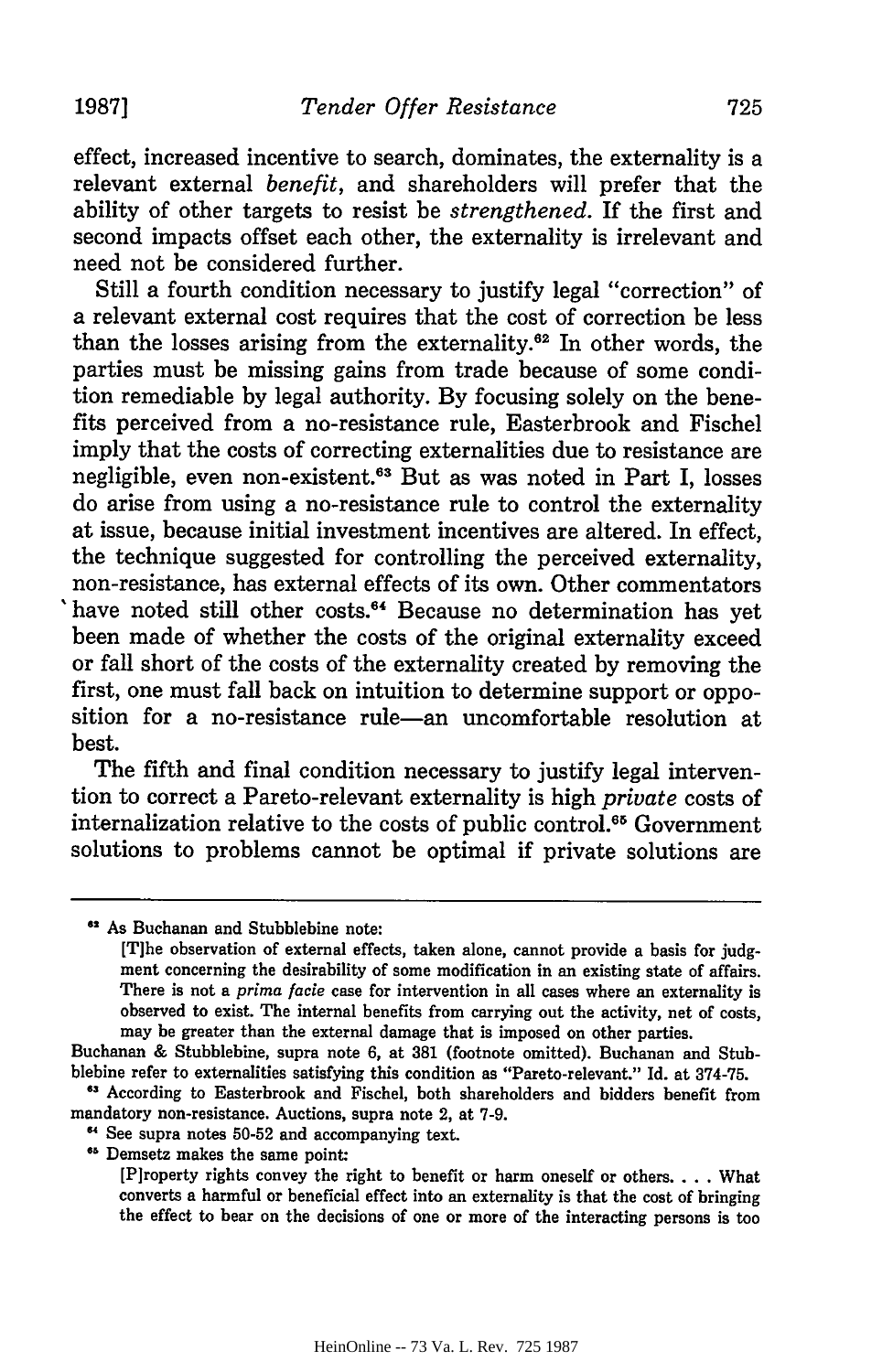effect, increased incentive to search, dominates, the externality is a relevant external *benefit*, and shareholders will prefer that the ability of other targets to resist be *strengthened*. If the first and second impacts offset each other, the externality is irrelevant and need not be considered further.

Still a fourth condition necessary to justify legal "correction" of a relevant external cost requires that the cost of correction be less than the losses arising from the externality.[62] In other words, the parties must be missing gains from trade because of some condition remediable by legal authority. By focusing solely on the benefits perceived from a no-resistance rule, Easterbrook and Fischel imply that the costs of correcting externalities due to resistance are negligible, even non-existent.[63] But as was noted in Part I, losses do arise from using a no-resistance rule to control the externality at issue, because initial investment incentives are altered. In effect, the technique suggested for controlling the perceived externality, non-resistance, has external effects of its own. Other commentators have noted still other costs.[64] Because no determination has yet been made of whether the costs of the original externality exceed or fall short of the costs of the externality created by removing the first, one must fall back on intuition to determine support or opposition for a no-resistance rule—an uncomfortable resolution at best.

The fifth and final condition necessary to justify legal intervention to correct a Pareto-relevant externality is high *private* costs of internalization relative to the costs of public control.[65] Government solutions to problems cannot be optimal if private solutions are

---

[62] As Buchanan and Stubblebine note:

> [T]he observation of external effects, taken alone, cannot provide a basis for judgment concerning the desirability of some modification in an existing state of affairs. There is not a *prima facie* case for intervention in all cases where an externality is observed to exist. The internal benefits from carrying out the activity, net of costs, may be greater than the external damage that is imposed on other parties.

Buchanan & Stubblebine, supra note 6, at 381 (footnote omitted). Buchanan and Stubblebine refer to externalities satisfying this condition as "Pareto-relevant." Id. at 374-75.

[63] According to Easterbrook and Fischel, both shareholders and bidders benefit from mandatory non-resistance. Auctions, supra note 2, at 7-9.

[64] See supra notes 50-52 and accompanying text.

[65] Demsetz makes the same point:

> [P]roperty rights convey the right to benefit or harm oneself or others. . . . What converts a harmful or beneficial effect into an externality is that the cost of bringing the effect to bear on the decisions of one or more of the interacting persons is too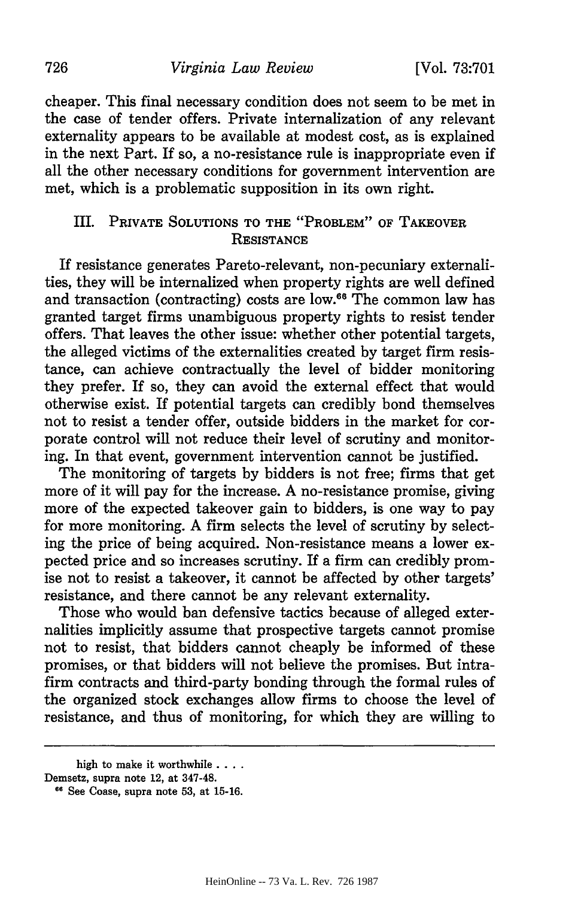cheaper. This final necessary condition does not seem to be met in the case of tender offers. Private internalization of any relevant externality appears to be available at modest cost, as is explained in the next Part. If so, a no-resistance rule is inappropriate even if all the other necessary conditions for government intervention are met, which is a problematic supposition in its own right.

## III. Private Solutions to the "Problem" of Takeover Resistance

If resistance generates Pareto-relevant, non-pecuniary externalities, they will be internalized when property rights are well defined and transaction (contracting) costs are low.[66] The common law has granted target firms unambiguous property rights to resist tender offers. That leaves the other issue: whether other potential targets, the alleged victims of the externalities created by target firm resistance, can achieve contractually the level of bidder monitoring they prefer. If so, they can avoid the external effect that would otherwise exist. If potential targets can credibly bond themselves not to resist a tender offer, outside bidders in the market for corporate control will not reduce their level of scrutiny and monitoring. In that event, government intervention cannot be justified.

The monitoring of targets by bidders is not free; firms that get more of it will pay for the increase. A no-resistance promise, giving more of the expected takeover gain to bidders, is one way to pay for more monitoring. A firm selects the level of scrutiny by selecting the price of being acquired. Non-resistance means a lower expected price and so increases scrutiny. If a firm can credibly promise not to resist a takeover, it cannot be affected by other targets' resistance, and there cannot be any relevant externality.

Those who would ban defensive tactics because of alleged externalities implicitly assume that prospective targets cannot promise not to resist, that bidders cannot cheaply be informed of these promises, or that bidders will not believe the promises. But intrafirm contracts and third-party bonding through the formal rules of the organized stock exchanges allow firms to choose the level of resistance, and thus of monitoring, for which they are willing to

---

high to make it worthwhile . . . .

Demsetz, supra note 12, at 347-48.

[66] See Coase, supra note 53, at 15-16.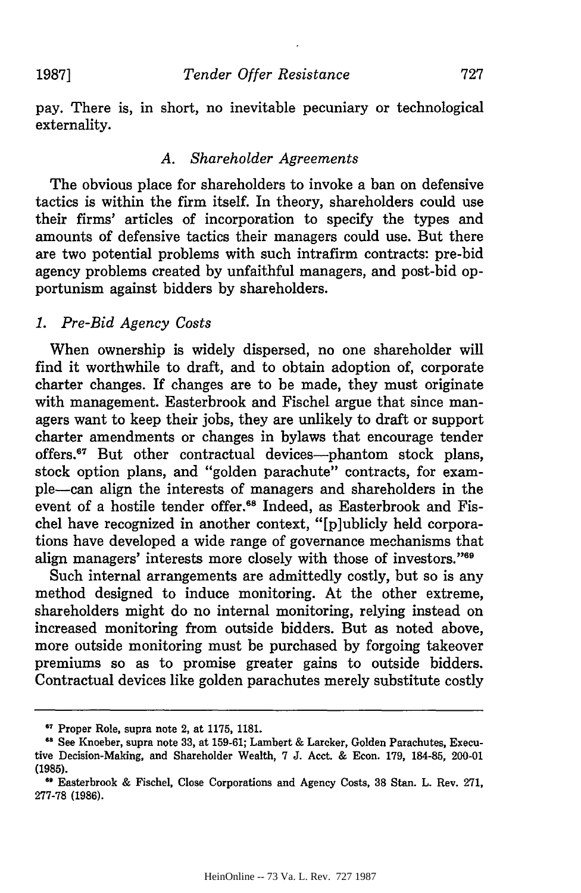pay. There is, in short, no inevitable pecuniary or technological externality.

### A. *Shareholder Agreements*

The obvious place for shareholders to invoke a ban on defensive tactics is within the firm itself. In theory, shareholders could use their firms' articles of incorporation to specify the types and amounts of defensive tactics their managers could use. But there are two potential problems with such intrafirm contracts: pre-bid agency problems created by unfaithful managers, and post-bid opportunism against bidders by shareholders.

#### 1. *Pre-Bid Agency Costs*

When ownership is widely dispersed, no one shareholder will find it worthwhile to draft, and to obtain adoption of, corporate charter changes. If changes are to be made, they must originate with management. Easterbrook and Fischel argue that since managers want to keep their jobs, they are unlikely to draft or support charter amendments or changes in bylaws that encourage tender offers.[67] But other contractual devices—phantom stock plans, stock option plans, and "golden parachute" contracts, for example—can align the interests of managers and shareholders in the event of a hostile tender offer.[68] Indeed, as Easterbrook and Fischel have recognized in another context, "[p]ublicly held corporations have developed a wide range of governance mechanisms that align managers' interests more closely with those of investors."[69]

Such internal arrangements are admittedly costly, but so is any method designed to induce monitoring. At the other extreme, shareholders might do no internal monitoring, relying instead on increased monitoring from outside bidders. But as noted above, more outside monitoring must be purchased by forgoing takeover premiums so as to promise greater gains to outside bidders. Contractual devices like golden parachutes merely substitute costly

---

[67] Proper Role, supra note 2, at 1175, 1181.

[68] See Knoeber, supra note 33, at 159-61; Lambert & Larcker, Golden Parachutes, Executive Decision-Making, and Shareholder Wealth, 7 J. Acct. & Econ. 179, 184-85, 200-01 (1985).

[69] Easterbrook & Fischel, Close Corporations and Agency Costs, 38 Stan. L. Rev. 271, 277-78 (1986).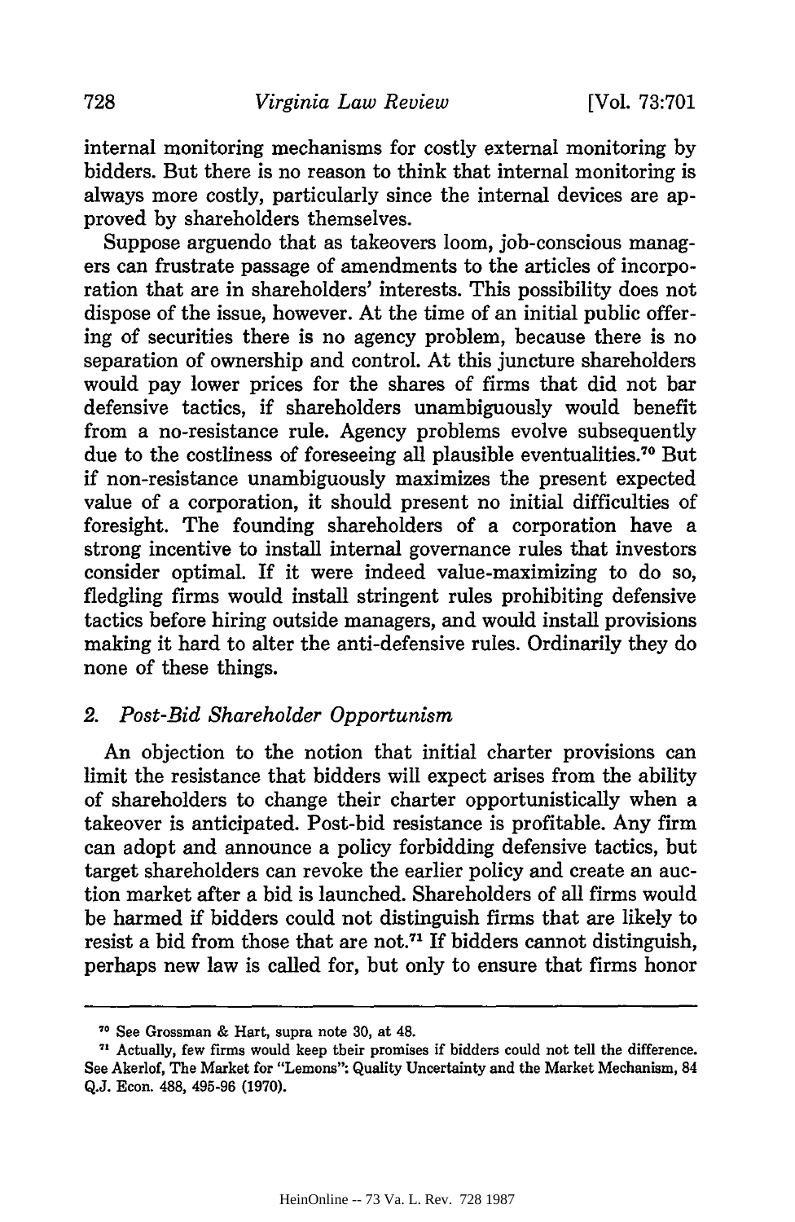internal monitoring mechanisms for costly external monitoring by bidders. But there is no reason to think that internal monitoring is always more costly, particularly since the internal devices are approved by shareholders themselves.

Suppose arguendo that as takeovers loom, job-conscious managers can frustrate passage of amendments to the articles of incorporation that are in shareholders' interests. This possibility does not dispose of the issue, however. At the time of an initial public offering of securities there is no agency problem, because there is no separation of ownership and control. At this juncture shareholders would pay lower prices for the shares of firms that did not bar defensive tactics, if shareholders unambiguously would benefit from a no-resistance rule. Agency problems evolve subsequently due to the costliness of foreseeing all plausible eventualities.[70] But if non-resistance unambiguously maximizes the present expected value of a corporation, it should present no initial difficulties of foresight. The founding shareholders of a corporation have a strong incentive to install internal governance rules that investors consider optimal. If it were indeed value-maximizing to do so, fledgling firms would install stringent rules prohibiting defensive tactics before hiring outside managers, and would install provisions making it hard to alter the anti-defensive rules. Ordinarily they do none of these things.

### 2. *Post-Bid Shareholder Opportunism*

An objection to the notion that initial charter provisions can limit the resistance that bidders will expect arises from the ability of shareholders to change their charter opportunistically when a takeover is anticipated. Post-bid resistance is profitable. Any firm can adopt and announce a policy forbidding defensive tactics, but target shareholders can revoke the earlier policy and create an auction market after a bid is launched. Shareholders of all firms would be harmed if bidders could not distinguish firms that are likely to resist a bid from those that are not.[71] If bidders cannot distinguish, perhaps new law is called for, but only to ensure that firms honor

---

[70] See Grossman & Hart, supra note 30, at 48.

[71] Actually, few firms would keep their promises if bidders could not tell the difference. See Akerlof, The Market for "Lemons": Quality Uncertainty and the Market Mechanism, 84 Q.J. Econ. 488, 495-96 (1970).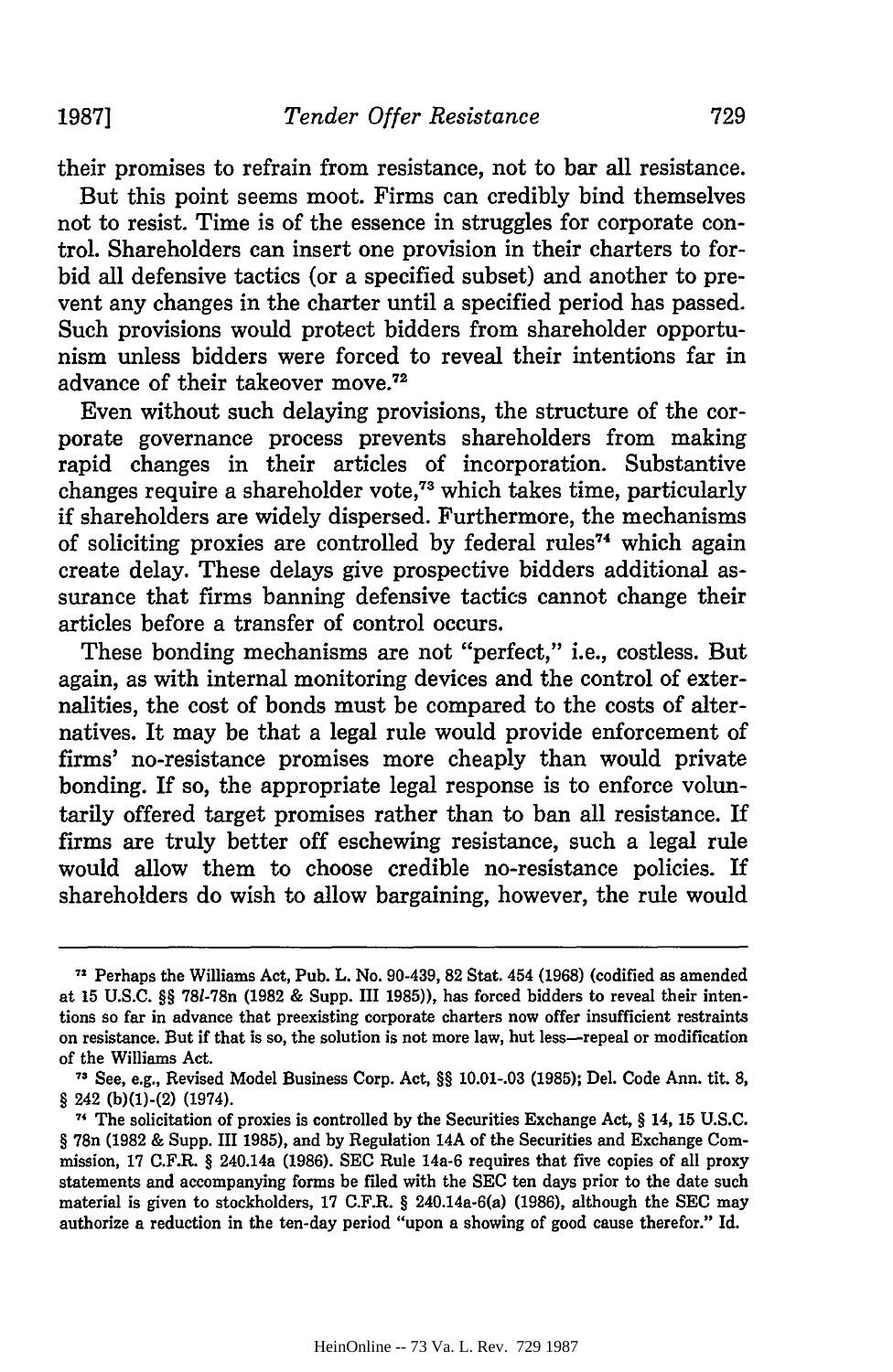their promises to refrain from resistance, not to bar all resistance.

But this point seems moot. Firms can credibly bind themselves not to resist. Time is of the essence in struggles for corporate control. Shareholders can insert one provision in their charters to forbid all defensive tactics (or a specified subset) and another to prevent any changes in the charter until a specified period has passed. Such provisions would protect bidders from shareholder opportunism unless bidders were forced to reveal their intentions far in advance of their takeover move.[72]

Even without such delaying provisions, the structure of the corporate governance process prevents shareholders from making rapid changes in their articles of incorporation. Substantive changes require a shareholder vote,[73] which takes time, particularly if shareholders are widely dispersed. Furthermore, the mechanisms of soliciting proxies are controlled by federal rules[74] which again create delay. These delays give prospective bidders additional assurance that firms banning defensive tactics cannot change their articles before a transfer of control occurs.

These bonding mechanisms are not "perfect," i.e., costless. But again, as with internal monitoring devices and the control of externalities, the cost of bonds must be compared to the costs of alternatives. It may be that a legal rule would provide enforcement of firms' no-resistance promises more cheaply than would private bonding. If so, the appropriate legal response is to enforce voluntarily offered target promises rather than to ban all resistance. If firms are truly better off eschewing resistance, such a legal rule would allow them to choose credible no-resistance policies. If shareholders do wish to allow bargaining, however, the rule would

---

[72] Perhaps the Williams Act, Pub. L. No. 90-439, 82 Stat. 454 (1968) (codified as amended at 15 U.S.C. §§ 78l-78n (1982 & Supp. III 1985)), has forced bidders to reveal their intentions so far in advance that preexisting corporate charters now offer insufficient restraints on resistance. But if that is so, the solution is not more law, but less—repeal or modification of the Williams Act.

[73] See, e.g., Revised Model Business Corp. Act, §§ 10.01-.03 (1985); Del. Code Ann. tit. 8, § 242 (b)(1)-(2) (1974).

[74] The solicitation of proxies is controlled by the Securities Exchange Act, § 14, 15 U.S.C. § 78n (1982 & Supp. III 1985), and by Regulation 14A of the Securities and Exchange Commission, 17 C.F.R. § 240.14a (1986). SEC Rule 14a-6 requires that five copies of all proxy statements and accompanying forms be filed with the SEC ten days prior to the date such material is given to stockholders, 17 C.F.R. § 240.14a-6(a) (1986), although the SEC may authorize a reduction in the ten-day period "upon a showing of good cause therefor." Id.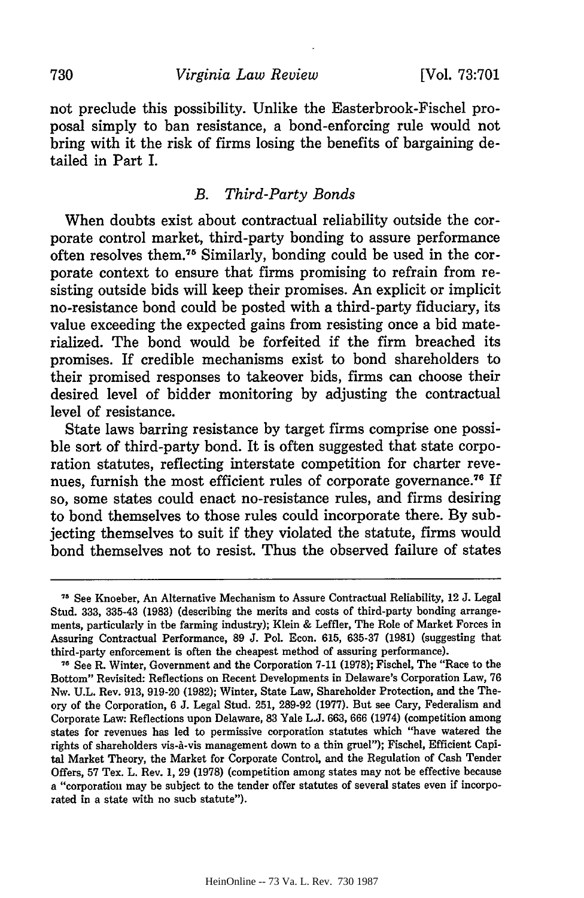not preclude this possibility. Unlike the Easterbrook-Fischel proposal simply to ban resistance, a bond-enforcing rule would not bring with it the risk of firms losing the benefits of bargaining detailed in Part I.

### *B. Third-Party Bonds*

When doubts exist about contractual reliability outside the corporate control market, third-party bonding to assure performance often resolves them.[75] Similarly, bonding could be used in the corporate context to ensure that firms promising to refrain from resisting outside bids will keep their promises. An explicit or implicit no-resistance bond could be posted with a third-party fiduciary, its value exceeding the expected gains from resisting once a bid materialized. The bond would be forfeited if the firm breached its promises. If credible mechanisms exist to bond shareholders to their promised responses to takeover bids, firms can choose their desired level of bidder monitoring by adjusting the contractual level of resistance.

State laws barring resistance by target firms comprise one possible sort of third-party bond. It is often suggested that state corporation statutes, reflecting interstate competition for charter revenues, furnish the most efficient rules of corporate governance.[76] If so, some states could enact no-resistance rules, and firms desiring to bond themselves to those rules could incorporate there. By subjecting themselves to suit if they violated the statute, firms would bond themselves not to resist. Thus the observed failure of states

---

[75] See Knoeber, An Alternative Mechanism to Assure Contractual Reliability, 12 J. Legal Stud. 333, 335-43 (1983) (describing the merits and costs of third-party bonding arrangements, particularly in the farming industry); Klein & Leffler, The Role of Market Forces in Assuring Contractual Performance, 89 J. Pol. Econ. 615, 635-37 (1981) (suggesting that third-party enforcement is often the cheapest method of assuring performance).

[76] See R. Winter, Government and the Corporation 7-11 (1978); Fischel, The "Race to the Bottom" Revisited: Reflections on Recent Developments in Delaware's Corporation Law, 76 Nw. U.L. Rev. 913, 919-20 (1982); Winter, State Law, Shareholder Protection, and the Theory of the Corporation, 6 J. Legal Stud. 251, 289-92 (1977). But see Cary, Federalism and Corporate Law: Reflections upon Delaware, 83 Yale L.J. 663, 666 (1974) (competition among states for revenues has led to permissive corporation statutes which "have watered the rights of shareholders vis-à-vis management down to a thin gruel"); Fischel, Efficient Capital Market Theory, the Market for Corporate Control, and the Regulation of Cash Tender Offers, 57 Tex. L. Rev. 1, 29 (1978) (competition among states may not be effective because a "corporation may be subject to the tender offer statutes of several states even if incorporated in a state with no such statute").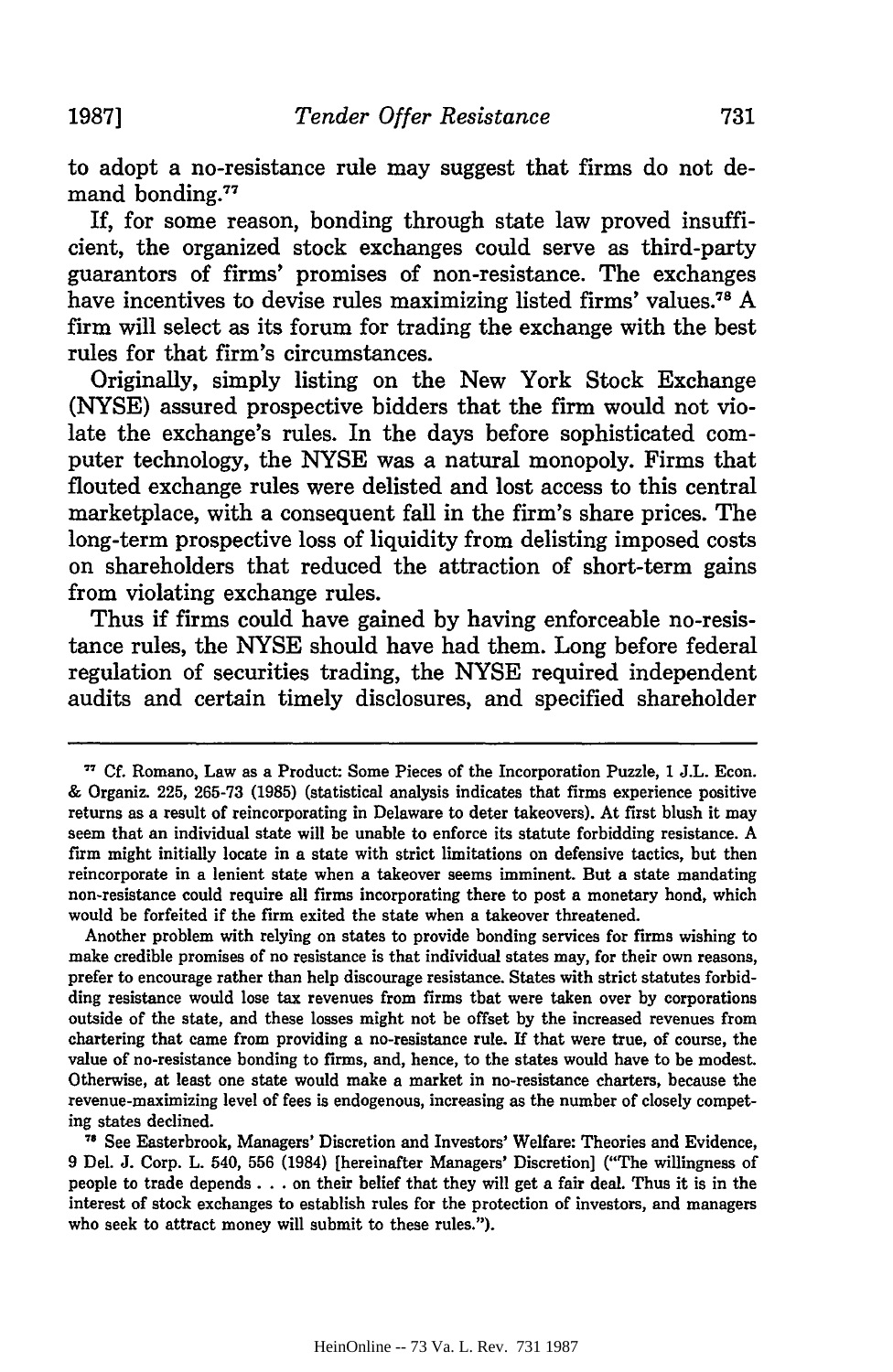to adopt a no-resistance rule may suggest that firms do not demand bonding.[77]

If, for some reason, bonding through state law proved insufficient, the organized stock exchanges could serve as third-party guarantors of firms' promises of non-resistance. The exchanges have incentives to devise rules maximizing listed firms' values.[78] A firm will select as its forum for trading the exchange with the best rules for that firm's circumstances.

Originally, simply listing on the New York Stock Exchange (NYSE) assured prospective bidders that the firm would not violate the exchange's rules. In the days before sophisticated computer technology, the NYSE was a natural monopoly. Firms that flouted exchange rules were delisted and lost access to this central marketplace, with a consequent fall in the firm's share prices. The long-term prospective loss of liquidity from delisting imposed costs on shareholders that reduced the attraction of short-term gains from violating exchange rules.

Thus if firms could have gained by having enforceable no-resistance rules, the NYSE should have had them. Long before federal regulation of securities trading, the NYSE required independent audits and certain timely disclosures, and specified shareholder

---

[77] Cf. Romano, Law as a Product: Some Pieces of the Incorporation Puzzle, 1 J.L. Econ. & Organiz. 225, 265-73 (1985) (statistical analysis indicates that firms experience positive returns as a result of reincorporating in Delaware to deter takeovers). At first blush it may seem that an individual state will be unable to enforce its statute forbidding resistance. A firm might initially locate in a state with strict limitations on defensive tactics, but then reincorporate in a lenient state when a takeover seems imminent. But a state mandating non-resistance could require all firms incorporating there to post a monetary bond, which would be forfeited if the firm exited the state when a takeover threatened.

Another problem with relying on states to provide bonding services for firms wishing to make credible promises of no resistance is that individual states may, for their own reasons, prefer to encourage rather than help discourage resistance. States with strict statutes forbidding resistance would lose tax revenues from firms that were taken over by corporations outside of the state, and these losses might not be offset by the increased revenues from chartering that came from providing a no-resistance rule. If that were true, of course, the value of no-resistance bonding to firms, and, hence, to the states would have to be modest. Otherwise, at least one state would make a market in no-resistance charters, because the revenue-maximizing level of fees is endogenous, increasing as the number of closely competing states declined.

[78] See Easterbrook, Managers' Discretion and Investors' Welfare: Theories and Evidence, 9 Del. J. Corp. L. 540, 556 (1984) [hereinafter Managers' Discretion] ("The willingness of people to trade depends . . . on their belief that they will get a fair deal. Thus it is in the interest of stock exchanges to establish rules for the protection of investors, and managers who seek to attract money will submit to these rules.").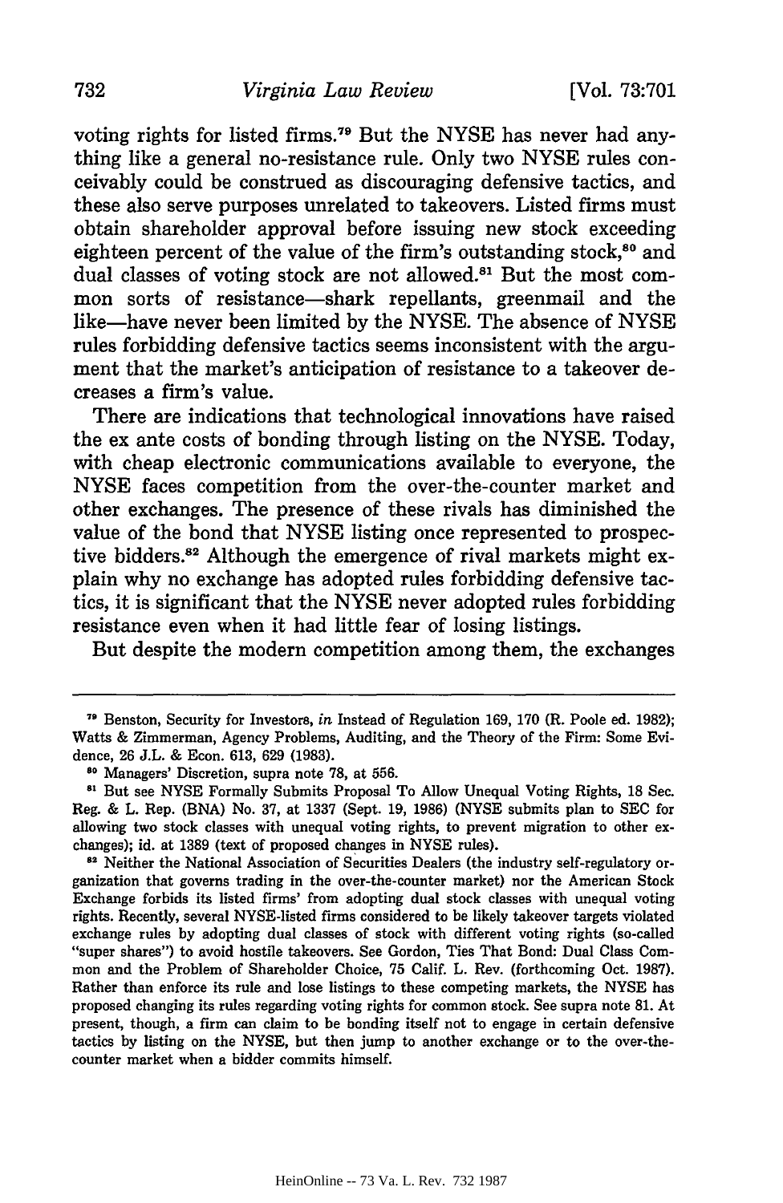voting rights for listed firms.[79] But the NYSE has never had anything like a general no-resistance rule. Only two NYSE rules conceivably could be construed as discouraging defensive tactics, and these also serve purposes unrelated to takeovers. Listed firms must obtain shareholder approval before issuing new stock exceeding eighteen percent of the value of the firm's outstanding stock,[80] and dual classes of voting stock are not allowed.[81] But the most common sorts of resistance—shark repellants, greenmail and the like—have never been limited by the NYSE. The absence of NYSE rules forbidding defensive tactics seems inconsistent with the argument that the market's anticipation of resistance to a takeover decreases a firm's value.

There are indications that technological innovations have raised the ex ante costs of bonding through listing on the NYSE. Today, with cheap electronic communications available to everyone, the NYSE faces competition from the over-the-counter market and other exchanges. The presence of these rivals has diminished the value of the bond that NYSE listing once represented to prospective bidders.[82] Although the emergence of rival markets might explain why no exchange has adopted rules forbidding defensive tactics, it is significant that the NYSE never adopted rules forbidding resistance even when it had little fear of losing listings.

But despite the modern competition among them, the exchanges

---

[79] Benston, Security for Investors, *in* Instead of Regulation 169, 170 (R. Poole ed. 1982); Watts & Zimmerman, Agency Problems, Auditing, and the Theory of the Firm: Some Evidence, 26 J.L. & Econ. 613, 629 (1983).

[80] Managers' Discretion, supra note 78, at 556.

[81] But see NYSE Formally Submits Proposal To Allow Unequal Voting Rights, 18 Sec. Reg. & L. Rep. (BNA) No. 37, at 1337 (Sept. 19, 1986) (NYSE submits plan to SEC for allowing two stock classes with unequal voting rights, to prevent migration to other exchanges); id. at 1389 (text of proposed changes in NYSE rules).

[82] Neither the National Association of Securities Dealers (the industry self-regulatory organization that governs trading in the over-the-counter market) nor the American Stock Exchange forbids its listed firms' from adopting dual stock classes with unequal voting rights. Recently, several NYSE-listed firms considered to be likely takeover targets violated exchange rules by adopting dual classes of stock with different voting rights (so-called "super shares") to avoid hostile takeovers. See Gordon, Ties That Bond: Dual Class Common and the Problem of Shareholder Choice, 75 Calif. L. Rev. (forthcoming Oct. 1987). Rather than enforce its rule and lose listings to these competing markets, the NYSE has proposed changing its rules regarding voting rights for common stock. See supra note 81. At present, though, a firm can claim to be bonding itself not to engage in certain defensive tactics by listing on the NYSE, but then jump to another exchange or to the over-the-counter market when a bidder commits himself.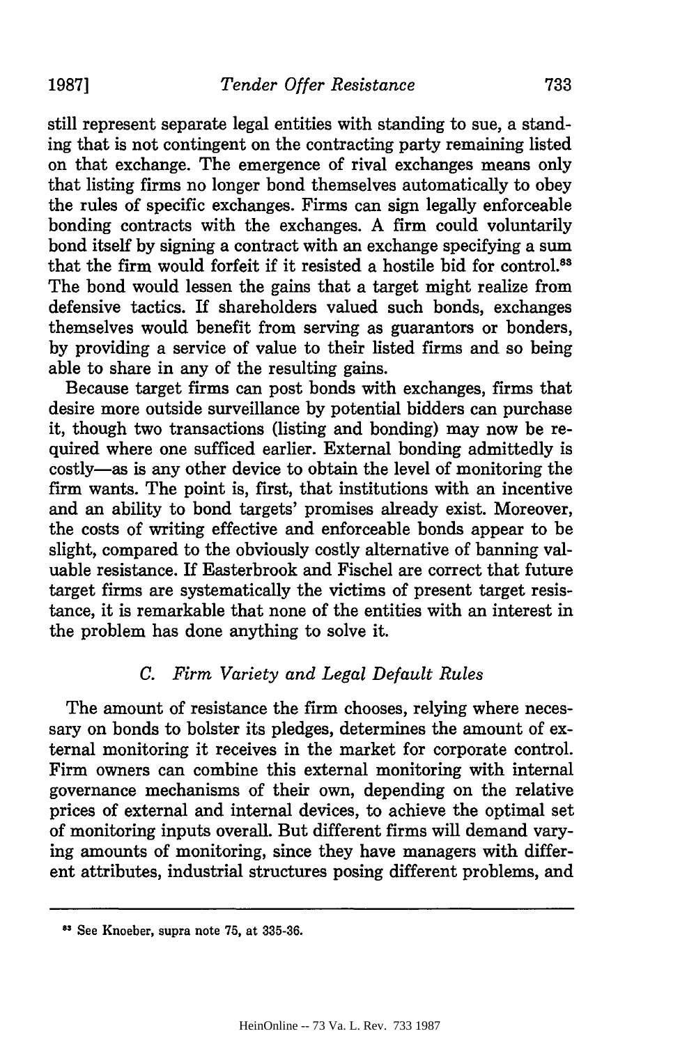still represent separate legal entities with standing to sue, a standing that is not contingent on the contracting party remaining listed on that exchange. The emergence of rival exchanges means only that listing firms no longer bond themselves automatically to obey the rules of specific exchanges. Firms can sign legally enforceable bonding contracts with the exchanges. A firm could voluntarily bond itself by signing a contract with an exchange specifying a sum that the firm would forfeit if it resisted a hostile bid for control.[83] The bond would lessen the gains that a target might realize from defensive tactics. If shareholders valued such bonds, exchanges themselves would benefit from serving as guarantors or bonders, by providing a service of value to their listed firms and so being able to share in any of the resulting gains.

Because target firms can post bonds with exchanges, firms that desire more outside surveillance by potential bidders can purchase it, though two transactions (listing and bonding) may now be required where one sufficed earlier. External bonding admittedly is costly—as is any other device to obtain the level of monitoring the firm wants. The point is, first, that institutions with an incentive and an ability to bond targets' promises already exist. Moreover, the costs of writing effective and enforceable bonds appear to be slight, compared to the obviously costly alternative of banning valuable resistance. If Easterbrook and Fischel are correct that future target firms are systematically the victims of present target resistance, it is remarkable that none of the entities with an interest in the problem has done anything to solve it.

### C. *Firm Variety and Legal Default Rules*

The amount of resistance the firm chooses, relying where necessary on bonds to bolster its pledges, determines the amount of external monitoring it receives in the market for corporate control. Firm owners can combine this external monitoring with internal governance mechanisms of their own, depending on the relative prices of external and internal devices, to achieve the optimal set of monitoring inputs overall. But different firms will demand varying amounts of monitoring, since they have managers with different attributes, industrial structures posing different problems, and

---

[83] See Knoeber, supra note 75, at 335-36.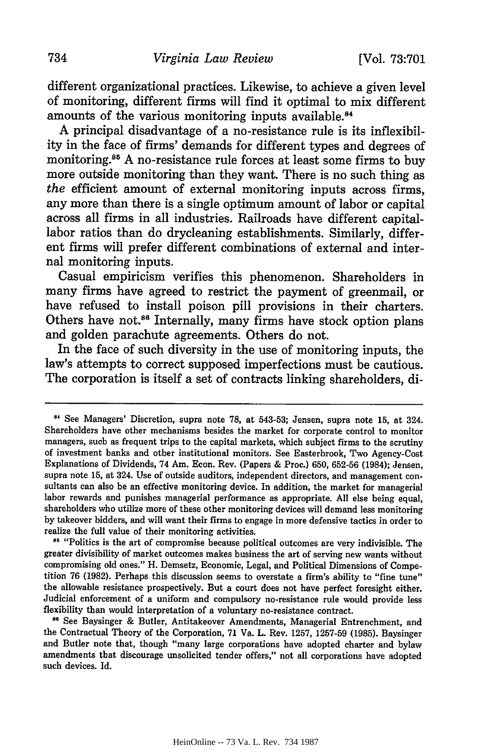different organizational practices. Likewise, to achieve a given level of monitoring, different firms will find it optimal to mix different amounts of the various monitoring inputs available.[84]

A principal disadvantage of a no-resistance rule is its inflexibility in the face of firms' demands for different types and degrees of monitoring.[85] A no-resistance rule forces at least some firms to buy more outside monitoring than they want. There is no such thing as *the* efficient amount of external monitoring inputs across firms, any more than there is a single optimum amount of labor or capital across all firms in all industries. Railroads have different capital-labor ratios than do drycleaning establishments. Similarly, different firms will prefer different combinations of external and internal monitoring inputs.

Casual empiricism verifies this phenomenon. Shareholders in many firms have agreed to restrict the payment of greenmail, or have refused to install poison pill provisions in their charters. Others have not.[86] Internally, many firms have stock option plans and golden parachute agreements. Others do not.

In the face of such diversity in the use of monitoring inputs, the law's attempts to correct supposed imperfections must be cautious. The corporation is itself a set of contracts linking shareholders, di-

---

[84] See Managers' Discretion, supra note 78, at 543-53; Jensen, supra note 15, at 324. Shareholders have other mechanisms besides the market for corporate control to monitor managers, such as frequent trips to the capital markets, which subject firms to the scrutiny of investment banks and other institutional monitors. See Easterbrook, Two Agency-Cost Explanations of Dividends, 74 Am. Econ. Rev. (Papers & Proc.) 650, 652-56 (1984); Jensen, supra note 15, at 324. Use of outside auditors, independent directors, and management consultants can also be an effective monitoring device. In addition, the market for managerial labor rewards and punishes managerial performance as appropriate. All else being equal, shareholders who utilize more of these other monitoring devices will demand less monitoring by takeover bidders, and will want their firms to engage in more defensive tactics in order to realize the full value of their monitoring activities.

[85] "Politics is the art of compromise because political outcomes are very indivisible. The greater divisibility of market outcomes makes business the art of serving new wants without compromising old ones." H. Demsetz, Economic, Legal, and Political Dimensions of Competition 76 (1982). Perhaps this discussion seems to overstate a firm's ability to "fine tune" the allowable resistance prospectively. But a court does not have perfect foresight either. Judicial enforcement of a uniform and compulsory no-resistance rule would provide less flexibility than would interpretation of a voluntary no-resistance contract.

[86] See Baysinger & Butler, Antitakeover Amendments, Managerial Entrenchment, and the Contractual Theory of the Corporation, 71 Va. L. Rev. 1257, 1257-59 (1985). Baysinger and Butler note that, though "many large corporations have adopted charter and bylaw amendments that discourage unsolicited tender offers," not all corporations have adopted such devices. Id.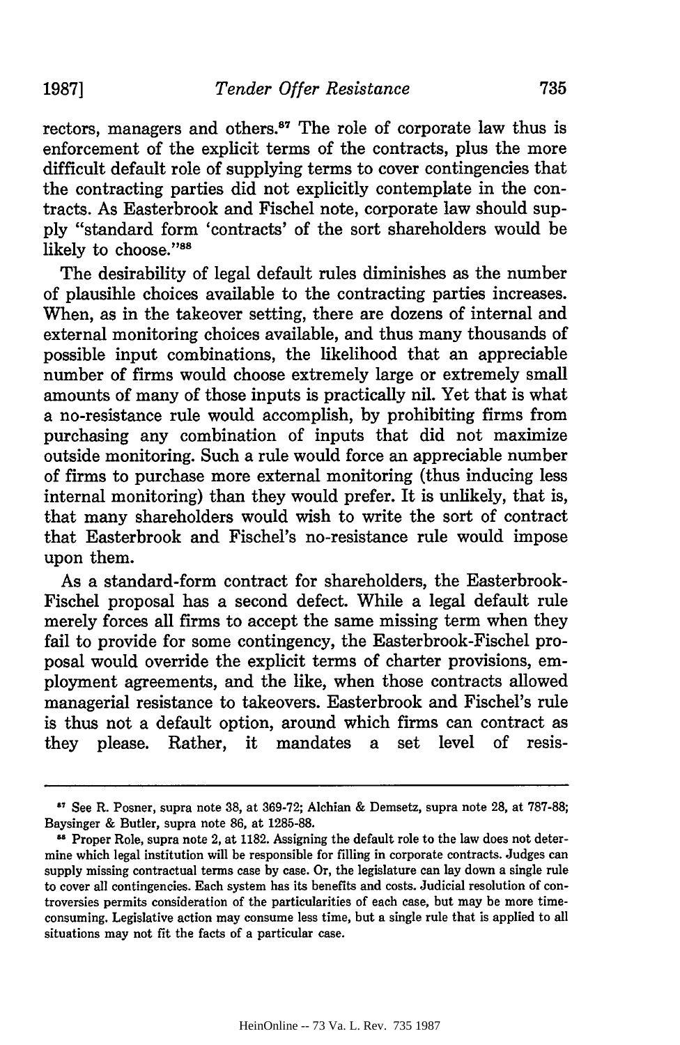rectors, managers and others.[87] The role of corporate law thus is enforcement of the explicit terms of the contracts, plus the more difficult default role of supplying terms to cover contingencies that the contracting parties did not explicitly contemplate in the contracts. As Easterbrook and Fischel note, corporate law should supply "standard form 'contracts' of the sort shareholders would be likely to choose."[88]

The desirability of legal default rules diminishes as the number of plausihle choices available to the contracting parties increases. When, as in the takeover setting, there are dozens of internal and external monitoring choices available, and thus many thousands of possible input combinations, the likelihood that an appreciable number of firms would choose extremely large or extremely small amounts of many of those inputs is practically nil. Yet that is what a no-resistance rule would accomplish, by prohibiting firms from purchasing any combination of inputs that did not maximize outside monitoring. Such a rule would force an appreciable number of firms to purchase more external monitoring (thus inducing less internal monitoring) than they would prefer. It is unlikely, that is, that many shareholders would wish to write the sort of contract that Easterbrook and Fischel's no-resistance rule would impose upon them.

As a standard-form contract for shareholders, the Easterbrook-Fischel proposal has a second defect. While a legal default rule merely forces all firms to accept the same missing term when they fail to provide for some contingency, the Easterbrook-Fischel proposal would override the explicit terms of charter provisions, employment agreements, and the like, when those contracts allowed managerial resistance to takeovers. Easterbrook and Fischel's rule is thus not a default option, around which firms can contract as they please. Rather, it mandates a set level of resis-

---

[87] See R. Posner, supra note 38, at 369-72; Alchian & Demsetz, supra note 28, at 787-88; Baysinger & Butler, supra note 86, at 1285-88.

[88] Proper Role, supra note 2, at 1182. Assigning the default role to the law does not determine which legal institution will be responsible for filling in corporate contracts. Judges can supply missing contractual terms case by case. Or, the legislature can lay down a single rule to cover all contingencies. Each system has its benefits and costs. Judicial resolution of controversies permits consideration of the particularities of each case, but may be more time-consuming. Legislative action may consume less time, but a single rule that is applied to all situations may not fit the facts of a particular case.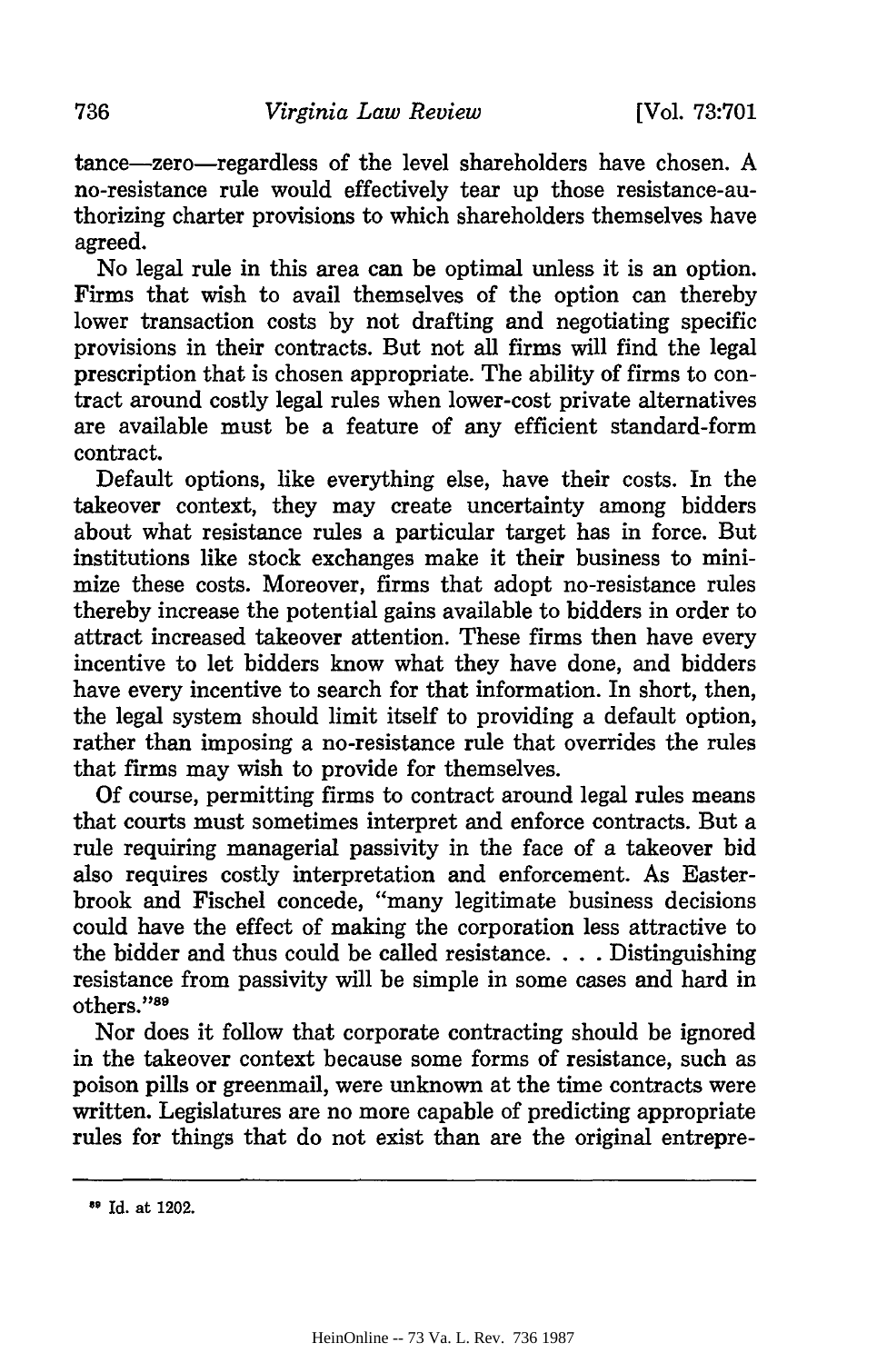tance—zero—regardless of the level shareholders have chosen. A no-resistance rule would effectively tear up those resistance-authorizing charter provisions to which shareholders themselves have agreed.

No legal rule in this area can be optimal unless it is an option. Firms that wish to avail themselves of the option can thereby lower transaction costs by not drafting and negotiating specific provisions in their contracts. But not all firms will find the legal prescription that is chosen appropriate. The ability of firms to contract around costly legal rules when lower-cost private alternatives are available must be a feature of any efficient standard-form contract.

Default options, like everything else, have their costs. In the takeover context, they may create uncertainty among bidders about what resistance rules a particular target has in force. But institutions like stock exchanges make it their business to minimize these costs. Moreover, firms that adopt no-resistance rules thereby increase the potential gains available to bidders in order to attract increased takeover attention. These firms then have every incentive to let bidders know what they have done, and bidders have every incentive to search for that information. In short, then, the legal system should limit itself to providing a default option, rather than imposing a no-resistance rule that overrides the rules that firms may wish to provide for themselves.

Of course, permitting firms to contract around legal rules means that courts must sometimes interpret and enforce contracts. But a rule requiring managerial passivity in the face of a takeover bid also requires costly interpretation and enforcement. As Easterbrook and Fischel concede, "many legitimate business decisions could have the effect of making the corporation less attractive to the bidder and thus could be called resistance. . . . Distinguishing resistance from passivity will be simple in some cases and hard in others."[89]

Nor does it follow that corporate contracting should be ignored in the takeover context because some forms of resistance, such as poison pills or greenmail, were unknown at the time contracts were written. Legislatures are no more capable of predicting appropriate rules for things that do not exist than are the original entrepre-

---

[89] Id. at 1202.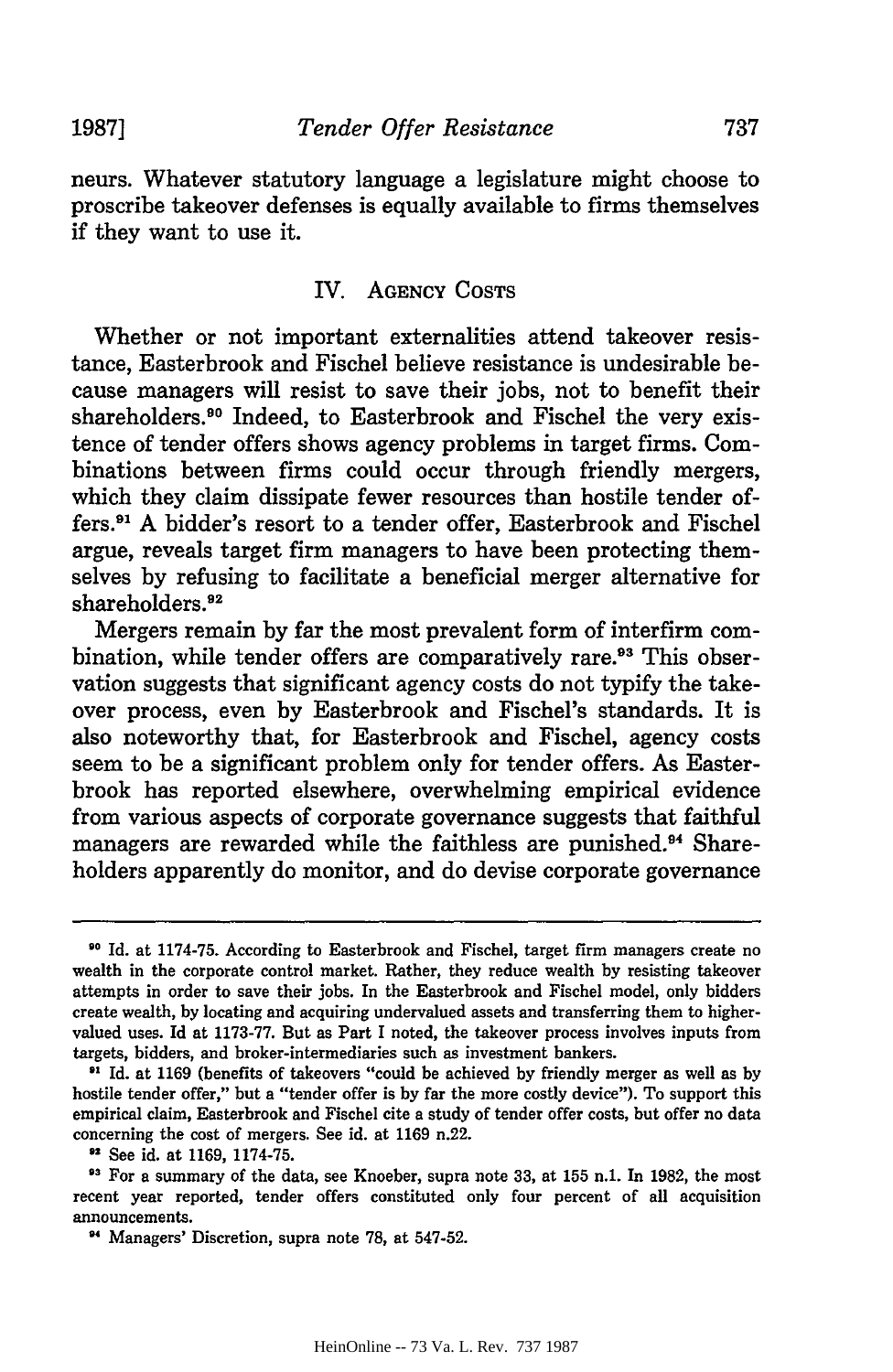neurs. Whatever statutory language a legislature might choose to proscribe takeover defenses is equally available to firms themselves if they want to use it.

## IV. Agency Costs

Whether or not important externalities attend takeover resistance, Easterbrook and Fischel believe resistance is undesirable because managers will resist to save their jobs, not to benefit their shareholders.[90] Indeed, to Easterbrook and Fischel the very existence of tender offers shows agency problems in target firms. Combinations between firms could occur through friendly mergers, which they claim dissipate fewer resources than hostile tender offers.[91] A bidder's resort to a tender offer, Easterbrook and Fischel argue, reveals target firm managers to have been protecting themselves by refusing to facilitate a beneficial merger alternative for shareholders.[92]

Mergers remain by far the most prevalent form of interfirm combination, while tender offers are comparatively rare.[93] This observation suggests that significant agency costs do not typify the takeover process, even by Easterbrook and Fischel's standards. It is also noteworthy that, for Easterbrook and Fischel, agency costs seem to be a significant problem only for tender offers. As Easterbrook has reported elsewhere, overwhelming empirical evidence from various aspects of corporate governance suggests that faithful managers are rewarded while the faithless are punished.[94] Shareholders apparently do monitor, and do devise corporate governance

---

[90] Id. at 1174-75. According to Easterbrook and Fischel, target firm managers create no wealth in the corporate control market. Rather, they reduce wealth by resisting takeover attempts in order to save their jobs. In the Easterbrook and Fischel model, only bidders create wealth, by locating and acquiring undervalued assets and transferring them to higher-valued uses. Id at 1173-77. But as Part I noted, the takeover process involves inputs from targets, bidders, and broker-intermediaries such as investment bankers.

[91] Id. at 1169 (benefits of takeovers "could be achieved by friendly merger as well as by hostile tender offer," but a "tender offer is by far the more costly device"). To support this empirical claim, Easterbrook and Fischel cite a study of tender offer costs, but offer no data concerning the cost of mergers. See id. at 1169 n.22.

[92] See id. at 1169, 1174-75.

[93] For a summary of the data, see Knoeber, supra note 33, at 155 n.1. In 1982, the most recent year reported, tender offers constituted only four percent of all acquisition announcements.

[94] Managers' Discretion, supra note 78, at 547-52.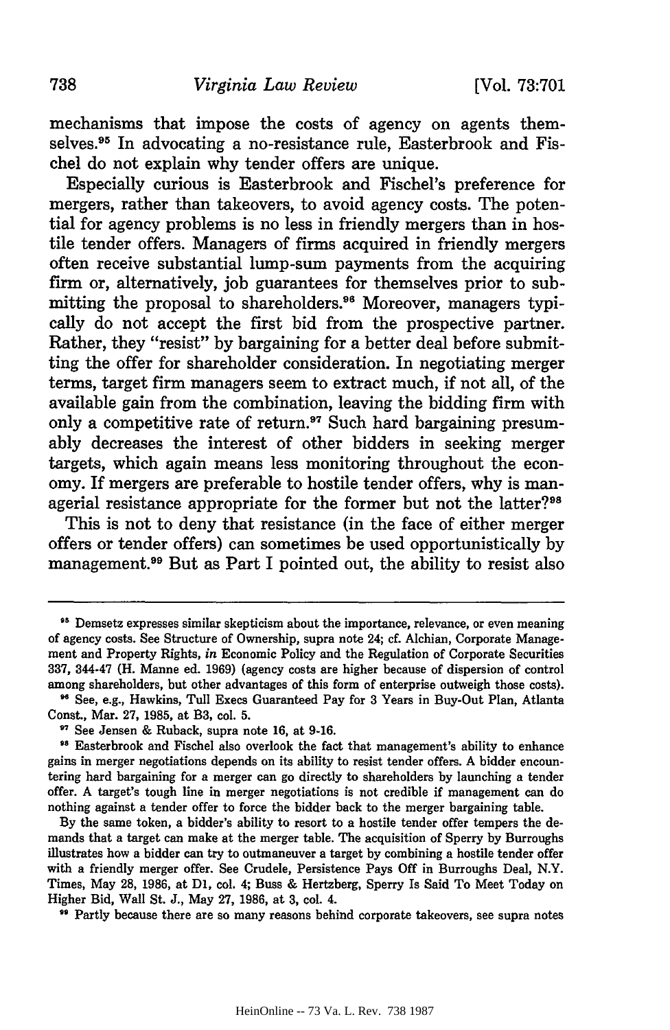mechanisms that impose the costs of agency on agents themselves.[95] In advocating a no-resistance rule, Easterbrook and Fischel do not explain why tender offers are unique.

Especially curious is Easterbrook and Fischel's preference for mergers, rather than takeovers, to avoid agency costs. The potential for agency problems is no less in friendly mergers than in hostile tender offers. Managers of firms acquired in friendly mergers often receive substantial lump-sum payments from the acquiring firm or, alternatively, job guarantees for themselves prior to submitting the proposal to shareholders.[96] Moreover, managers typically do not accept the first bid from the prospective partner. Rather, they "resist" by bargaining for a better deal before submitting the offer for shareholder consideration. In negotiating merger terms, target firm managers seem to extract much, if not all, of the available gain from the combination, leaving the bidding firm with only a competitive rate of return.[97] Such hard bargaining presumably decreases the interest of other bidders in seeking merger targets, which again means less monitoring throughout the economy. If mergers are preferable to hostile tender offers, why is managerial resistance appropriate for the former but not the latter?[98]

This is not to deny that resistance (in the face of either merger offers or tender offers) can sometimes be used opportunistically by management.[99] But as Part I pointed out, the ability to resist also

---

[95] Demsetz expresses similar skepticism about the importance, relevance, or even meaning of agency costs. See Structure of Ownership, supra note 24; cf. Alchian, Corporate Management and Property Rights, *in* Economic Policy and the Regulation of Corporate Securities 337, 344-47 (H. Manne ed. 1969) (agency costs are higher because of dispersion of control among shareholders, but other advantages of this form of enterprise outweigh those costs).

[96] See, e.g., Hawkins, Tull Execs Guaranteed Pay for 3 Years in Buy-Out Plan, Atlanta Const., Mar. 27, 1985, at B3, col. 5.

[97] See Jensen & Ruback, supra note 16, at 9-16.

[98] Easterbrook and Fischel also overlook the fact that management's ability to enhance gains in merger negotiations depends on its ability to resist tender offers. A bidder encountering hard bargaining for a merger can go directly to shareholders by launching a tender offer. A target's tough line in merger negotiations is not credible if management can do nothing against a tender offer to force the bidder back to the merger bargaining table.

By the same token, a bidder's ability to resort to a hostile tender offer tempers the demands that a target can make at the merger table. The acquisition of Sperry by Burroughs illustrates how a bidder can try to outmaneuver a target by combining a hostile tender offer with a friendly merger offer. See Crudele, Persistence Pays Off in Burroughs Deal, N.Y. Times, May 28, 1986, at D1, col. 4; Buss & Hertzberg, Sperry Is Said To Meet Today on Higher Bid, Wall St. J., May 27, 1986, at 3, col. 4.

[99] Partly because there are so many reasons behind corporate takeovers, see supra notes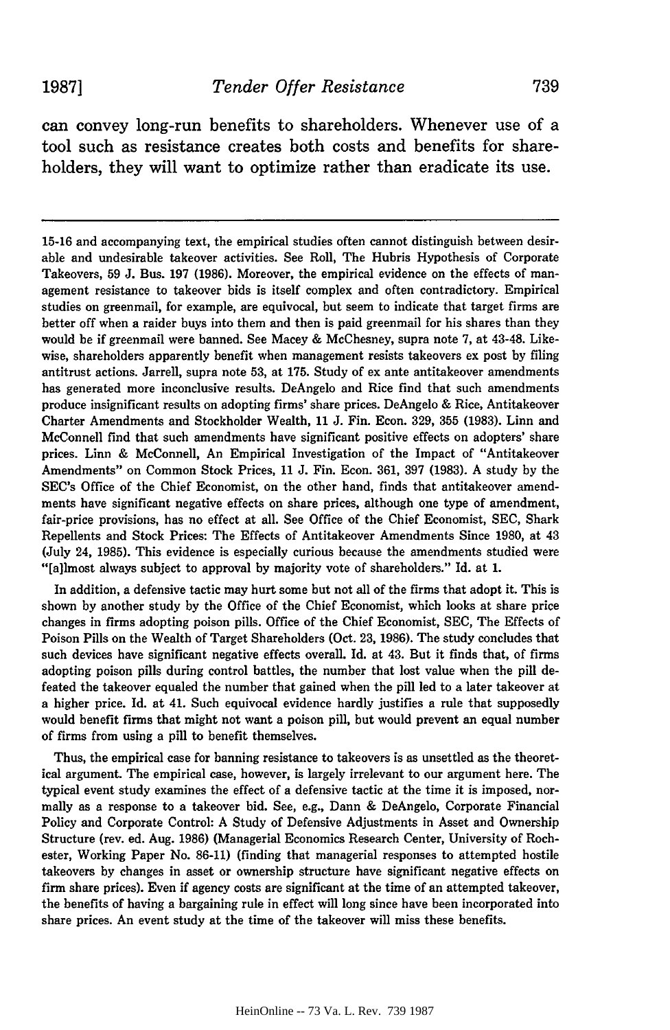can convey long-run benefits to shareholders. Whenever use of a tool such as resistance creates both costs and benefits for shareholders, they will want to optimize rather than eradicate its use.

---

15-16 and accompanying text, the empirical studies often cannot distinguish between desirable and undesirable takeover activities. See Roll, The Hubris Hypothesis of Corporate Takeovers, 59 J. Bus. 197 (1986). Moreover, the empirical evidence on the effects of management resistance to takeover bids is itself complex and often contradictory. Empirical studies on greenmail, for example, are equivocal, but seem to indicate that target firms are better off when a raider buys into them and then is paid greenmail for his shares than they would be if greenmail were banned. See Macey & McChesney, supra note 7, at 43-48. Likewise, shareholders apparently benefit when management resists takeovers ex post by filing antitrust actions. Jarrell, supra note 53, at 175. Study of ex ante antitakeover amendments has generated more inconclusive results. DeAngelo and Rice find that such amendments produce insignificant results on adopting firms' share prices. DeAngelo & Rice, Antitakeover Charter Amendments and Stockholder Wealth, 11 J. Fin. Econ. 329, 355 (1983). Linn and McConnell find that such amendments have significant positive effects on adopters' share prices. Linn & McConnell, An Empirical Investigation of the Impact of "Antitakeover Amendments" on Common Stock Prices, 11 J. Fin. Econ. 361, 397 (1983). A study by the SEC's Office of the Chief Economist, on the other hand, finds that antitakeover amendments have significant negative effects on share prices, although one type of amendment, fair-price provisions, has no effect at all. See Office of the Chief Economist, SEC, Shark Repellents and Stock Prices: The Effects of Antitakeover Amendments Since 1980, at 43 (July 24, 1985). This evidence is especially curious because the amendments studied were "[a]lmost always subject to approval by majority vote of shareholders." Id. at 1.

In addition, a defensive tactic may hurt some but not all of the firms that adopt it. This is shown by another study by the Office of the Chief Economist, which looks at share price changes in firms adopting poison pills. Office of the Chief Economist, SEC, The Effects of Poison Pills on the Wealth of Target Shareholders (Oct. 23, 1986). The study concludes that such devices have significant negative effects overall. Id. at 43. But it finds that, of firms adopting poison pills during control battles, the number that lost value when the pill defeated the takeover equaled the number that gained when the pill led to a later takeover at a higher price. Id. at 41. Such equivocal evidence hardly justifies a rule that supposedly would benefit firms that might not want a poison pill, but would prevent an equal number of firms from using a pill to benefit themselves.

Thus, the empirical case for banning resistance to takeovers is as unsettled as the theoretical argument. The empirical case, however, is largely irrelevant to our argument here. The typical event study examines the effect of a defensive tactic at the time it is imposed, normally as a response to a takeover bid. See, e.g., Dann & DeAngelo, Corporate Financial Policy and Corporate Control: A Study of Defensive Adjustments in Asset and Ownership Structure (rev. ed. Aug. 1986) (Managerial Economics Research Center, University of Rochester, Working Paper No. 86-11) (finding that managerial responses to attempted hostile takeovers by changes in asset or ownership structure have significant negative effects on firm share prices). Even if agency costs are significant at the time of an attempted takeover, the benefits of having a bargaining rule in effect will long since have been incorporated into share prices. An event study at the time of the takeover will miss these benefits.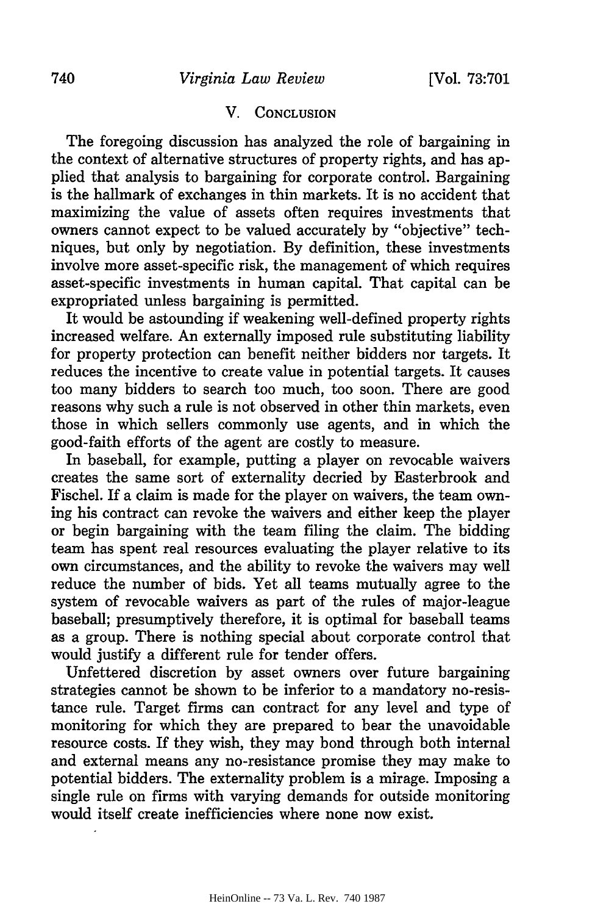## V. Conclusion

The foregoing discussion has analyzed the role of bargaining in the context of alternative structures of property rights, and has applied that analysis to bargaining for corporate control. Bargaining is the hallmark of exchanges in thin markets. It is no accident that maximizing the value of assets often requires investments that owners cannot expect to be valued accurately by "objective" techniques, but only by negotiation. By definition, these investments involve more asset-specific risk, the management of which requires asset-specific investments in human capital. That capital can be expropriated unless bargaining is permitted.

It would be astounding if weakening well-defined property rights increased welfare. An externally imposed rule substituting liability for property protection can benefit neither bidders nor targets. It reduces the incentive to create value in potential targets. It causes too many bidders to search too much, too soon. There are good reasons why such a rule is not observed in other thin markets, even those in which sellers commonly use agents, and in which the good-faith efforts of the agent are costly to measure.

In baseball, for example, putting a player on revocable waivers creates the same sort of externality decried by Easterbrook and Fischel. If a claim is made for the player on waivers, the team owning his contract can revoke the waivers and either keep the player or begin bargaining with the team filing the claim. The bidding team has spent real resources evaluating the player relative to its own circumstances, and the ability to revoke the waivers may well reduce the number of bids. Yet all teams mutually agree to the system of revocable waivers as part of the rules of major-league baseball; presumptively therefore, it is optimal for baseball teams as a group. There is nothing special about corporate control that would justify a different rule for tender offers.

Unfettered discretion by asset owners over future bargaining strategies cannot be shown to be inferior to a mandatory no-resistance rule. Target firms can contract for any level and type of monitoring for which they are prepared to bear the unavoidable resource costs. If they wish, they may bond through both internal and external means any no-resistance promise they may make to potential bidders. The externality problem is a mirage. Imposing a single rule on firms with varying demands for outside monitoring would itself create inefficiencies where none now exist.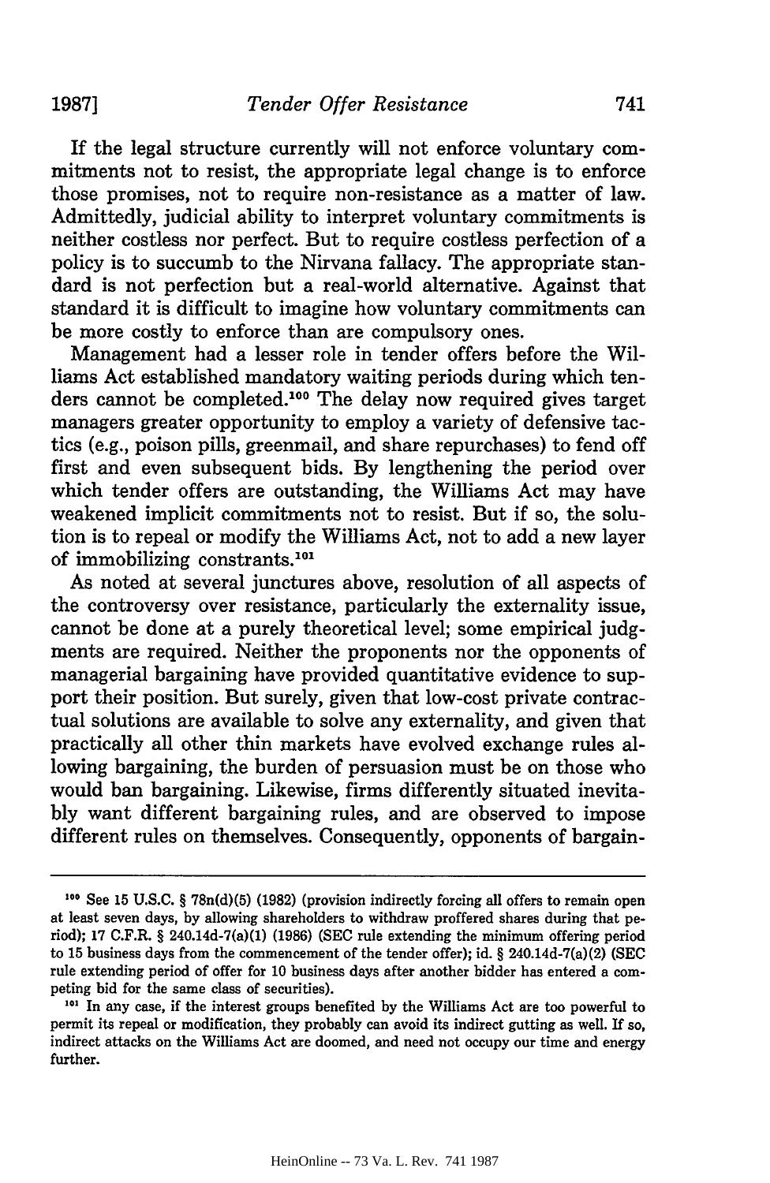If the legal structure currently will not enforce voluntary commitments not to resist, the appropriate legal change is to enforce those promises, not to require non-resistance as a matter of law. Admittedly, judicial ability to interpret voluntary commitments is neither costless nor perfect. But to require costless perfection of a policy is to succumb to the Nirvana fallacy. The appropriate standard is not perfection but a real-world alternative. Against that standard it is difficult to imagine how voluntary commitments can be more costly to enforce than are compulsory ones.

Management had a lesser role in tender offers before the Williams Act established mandatory waiting periods during which tenders cannot be completed.[100] The delay now required gives target managers greater opportunity to employ a variety of defensive tactics (e.g., poison pills, greenmail, and share repurchases) to fend off first and even subsequent bids. By lengthening the period over which tender offers are outstanding, the Williams Act may have weakened implicit commitments not to resist. But if so, the solution is to repeal or modify the Williams Act, not to add a new layer of immobilizing constrants.[101]

As noted at several junctures above, resolution of all aspects of the controversy over resistance, particularly the externality issue, cannot be done at a purely theoretical level; some empirical judgments are required. Neither the proponents nor the opponents of managerial bargaining have provided quantitative evidence to support their position. But surely, given that low-cost private contractual solutions are available to solve any externality, and given that practically all other thin markets have evolved exchange rules allowing bargaining, the burden of persuasion must be on those who would ban bargaining. Likewise, firms differently situated inevitably want different bargaining rules, and are observed to impose different rules on themselves. Consequently, opponents of bargain-

---

[100] See 15 U.S.C. § 78n(d)(5) (1982) (provision indirectly forcing all offers to remain open at least seven days, by allowing shareholders to withdraw proffered shares during that period); 17 C.F.R. § 240.14d-7(a)(1) (1986) (SEC rule extending the minimum offering period to 15 business days from the commencement of the tender offer); id. § 240.14d-7(a)(2) (SEC rule extending period of offer for 10 business days after another bidder has entered a competing bid for the same class of securities).

[101] In any case, if the interest groups benefited by the Williams Act are too powerful to permit its repeal or modification, they probably can avoid its indirect gutting as well. If so, indirect attacks on the Williams Act are doomed, and need not occupy our time and energy further.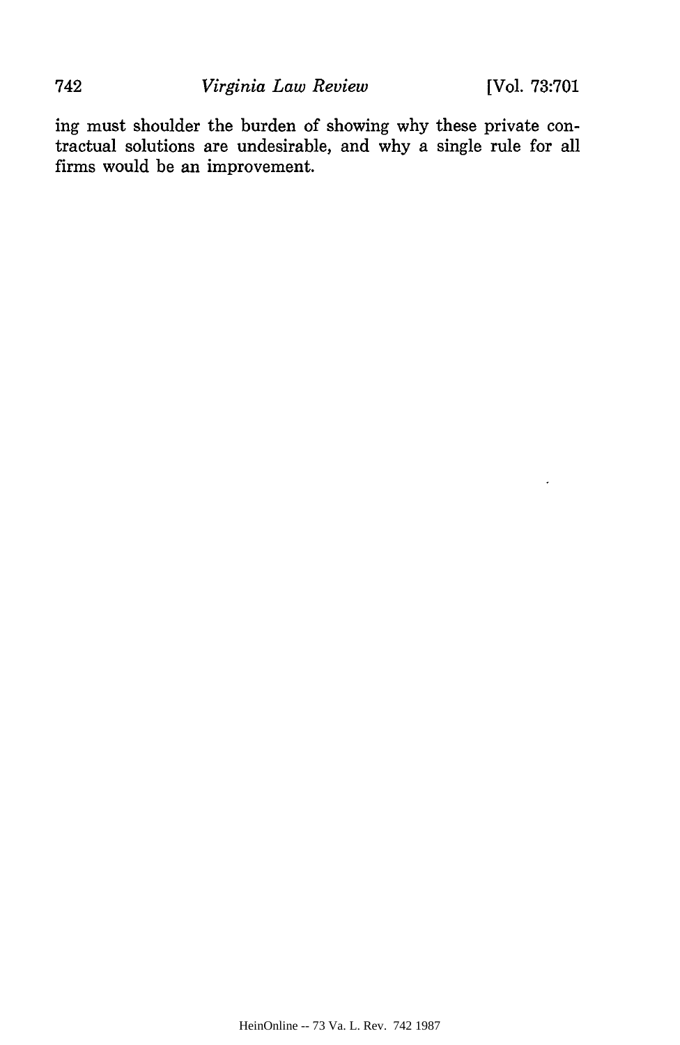ing must shoulder the burden of showing why these private contractual solutions are undesirable, and why a single rule for all firms would be an improvement.